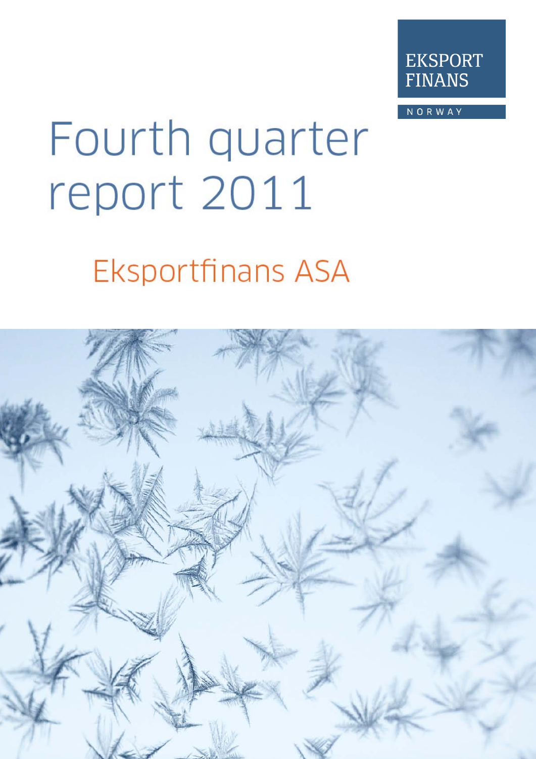EKSPORT FINANS

NORWAY

# Fourth quarter report 2011

## Eksportfinans ASA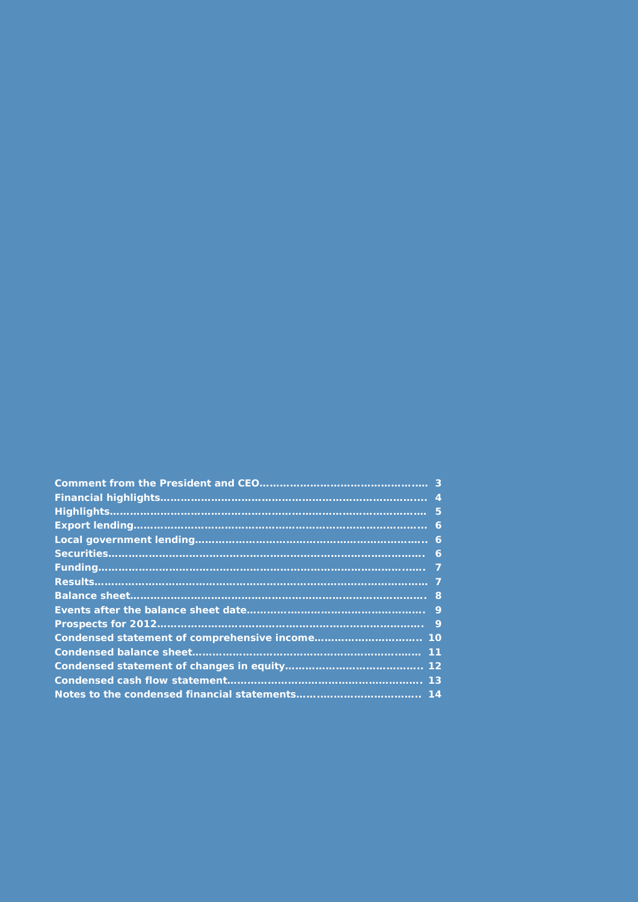| | |
|---|---|
| **Comment from the President and CEO** | **3** |
| **Financial highlights** | **4** |
| **Highlights** | **5** |
| **Export lending** | **6** |
| **Local government lending** | **6** |
| **Securities** | **6** |
| **Funding** | **7** |
| **Results** | **7** |
| **Balance sheet** | **8** |
| **Events after the balance sheet date** | **9** |
| **Prospects for 2012** | **9** |
| **Condensed statement of comprehensive income** | **10** |
| **Condensed balance sheet** | **11** |
| **Condensed statement of changes in equity** | **12** |
| **Condensed cash flow statement** | **13** |
| **Notes to the condensed financial statements** | **14** |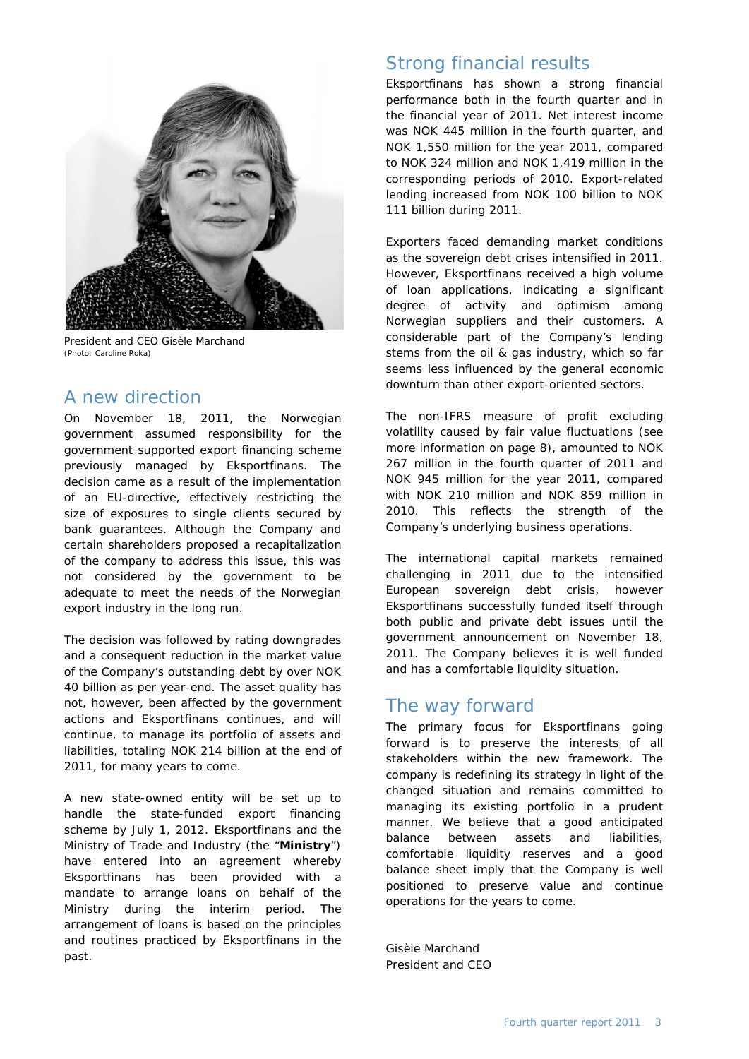President and CEO Gisèle Marchand
(Photo: Caroline Roka)

## A new direction

On November 18, 2011, the Norwegian government assumed responsibility for the government supported export financing scheme previously managed by Eksportfinans. The decision came as a result of the implementation of an EU-directive, effectively restricting the size of exposures to single clients secured by bank guarantees. Although the Company and certain shareholders proposed a recapitalization of the company to address this issue, this was not considered by the government to be adequate to meet the needs of the Norwegian export industry in the long run.

The decision was followed by rating downgrades and a consequent reduction in the market value of the Company's outstanding debt by over NOK 40 billion as per year-end. The asset quality has not, however, been affected by the government actions and Eksportfinans continues, and will continue, to manage its portfolio of assets and liabilities, totaling NOK 214 billion at the end of 2011, for many years to come.

A new state-owned entity will be set up to handle the state-funded export financing scheme by July 1, 2012. Eksportfinans and the Ministry of Trade and Industry (the "**Ministry**") have entered into an agreement whereby Eksportfinans has been provided with a mandate to arrange loans on behalf of the Ministry during the interim period. The arrangement of loans is based on the principles and routines practiced by Eksportfinans in the past.

## Strong financial results

Eksportfinans has shown a strong financial performance both in the fourth quarter and in the financial year of 2011. Net interest income was NOK 445 million in the fourth quarter, and NOK 1,550 million for the year 2011, compared to NOK 324 million and NOK 1,419 million in the corresponding periods of 2010. Export-related lending increased from NOK 100 billion to NOK 111 billion during 2011.

Exporters faced demanding market conditions as the sovereign debt crises intensified in 2011. However, Eksportfinans received a high volume of loan applications, indicating a significant degree of activity and optimism among Norwegian suppliers and their customers. A considerable part of the Company's lending stems from the oil & gas industry, which so far seems less influenced by the general economic downturn than other export-oriented sectors.

The non-IFRS measure of profit excluding volatility caused by fair value fluctuations (see more information on page 8), amounted to NOK 267 million in the fourth quarter of 2011 and NOK 945 million for the year 2011, compared with NOK 210 million and NOK 859 million in 2010. This reflects the strength of the Company's underlying business operations.

The international capital markets remained challenging in 2011 due to the intensified European sovereign debt crisis, however Eksportfinans successfully funded itself through both public and private debt issues until the government announcement on November 18, 2011. The Company believes it is well funded and has a comfortable liquidity situation.

## The way forward

The primary focus for Eksportfinans going forward is to preserve the interests of all stakeholders within the new framework. The company is redefining its strategy in light of the changed situation and remains committed to managing its existing portfolio in a prudent manner. We believe that a good anticipated balance between assets and liabilities, comfortable liquidity reserves and a good balance sheet imply that the Company is well positioned to preserve value and continue operations for the years to come.

Gisèle Marchand
President and CEO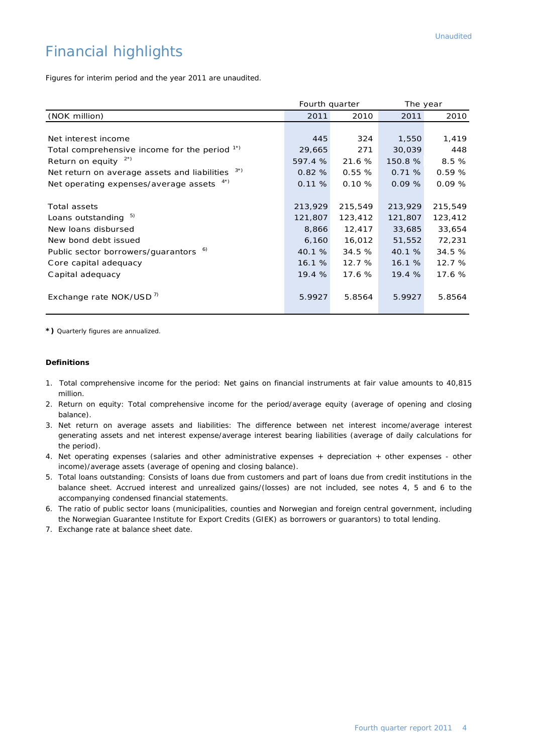Unaudited

# Financial highlights

Figures for interim period and the year 2011 are unaudited.

| | Fourth quarter | | The year | |
|---|---|---|---|---|
| (NOK million) | 2011 | 2010 | 2011 | 2010 |
| Net interest income | 445 | 324 | 1,550 | 1,419 |
| Total comprehensive income for the period [1*)] | 29,665 | 271 | 30,039 | 448 |
| Return on equity [2*)] | 597.4 % | 21.6 % | 150.8 % | 8.5 % |
| Net return on average assets and liabilities [3*)] | 0.82 % | 0.55 % | 0.71 % | 0.59 % |
| Net operating expenses/average assets [4*)] | 0.11 % | 0.10 % | 0.09 % | 0.09 % |
| Total assets | 213,929 | 215,549 | 213,929 | 215,549 |
| Loans outstanding [5)] | 121,807 | 123,412 | 121,807 | 123,412 |
| New loans disbursed | 8,866 | 12,417 | 33,685 | 33,654 |
| New bond debt issued | 6,160 | 16,012 | 51,552 | 72,231 |
| Public sector borrowers/guarantors [6)] | 40.1 % | 34.5 % | 40.1 % | 34.5 % |
| Core capital adequacy | 16.1 % | 12.7 % | 16.1 % | 12.7 % |
| Capital adequacy | 19.4 % | 17.6 % | 19.4 % | 17.6 % |
| Exchange rate NOK/USD [7)] | 5.9927 | 5.8564 | 5.9927 | 5.8564 |

**\*)** Quarterly figures are annualized.

**Definitions**

1. Total comprehensive income for the period: Net gains on financial instruments at fair value amounts to 40,815 million.
2. Return on equity: Total comprehensive income for the period/average equity (average of opening and closing balance).
3. Net return on average assets and liabilities: The difference between net interest income/average interest generating assets and net interest expense/average interest bearing liabilities (average of daily calculations for the period).
4. Net operating expenses (salaries and other administrative expenses + depreciation + other expenses - other income)/average assets (average of opening and closing balance).
5. Total loans outstanding: Consists of loans due from customers and part of loans due from credit institutions in the balance sheet. Accrued interest and unrealized gains/(losses) are not included, see notes 4, 5 and 6 to the accompanying condensed financial statements.
6. The ratio of public sector loans (municipalities, counties and Norwegian and foreign central government, including the Norwegian Guarantee Institute for Export Credits (GIEK) as borrowers or guarantors) to total lending.
7. Exchange rate at balance sheet date.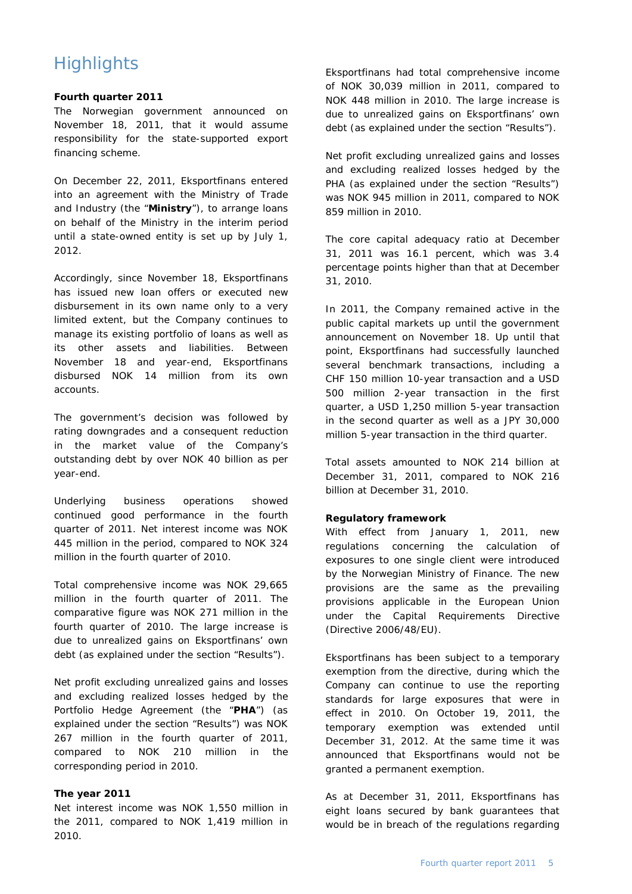# Highlights

**Fourth quarter 2011**

The Norwegian government announced on November 18, 2011, that it would assume responsibility for the state-supported export financing scheme.

On December 22, 2011, Eksportfinans entered into an agreement with the Ministry of Trade and Industry (the "**Ministry**"), to arrange loans on behalf of the Ministry in the interim period until a state-owned entity is set up by July 1, 2012.

Accordingly, since November 18, Eksportfinans has issued new loan offers or executed new disbursement in its own name only to a very limited extent, but the Company continues to manage its existing portfolio of loans as well as its other assets and liabilities. Between November 18 and year-end, Eksportfinans disbursed NOK 14 million from its own accounts.

The government's decision was followed by rating downgrades and a consequent reduction in the market value of the Company's outstanding debt by over NOK 40 billion as per year-end.

Underlying business operations showed continued good performance in the fourth quarter of 2011. Net interest income was NOK 445 million in the period, compared to NOK 324 million in the fourth quarter of 2010.

Total comprehensive income was NOK 29,665 million in the fourth quarter of 2011. The comparative figure was NOK 271 million in the fourth quarter of 2010. The large increase is due to unrealized gains on Eksportfinans' own debt (as explained under the section "Results").

Net profit excluding unrealized gains and losses and excluding realized losses hedged by the Portfolio Hedge Agreement (the "**PHA**") (as explained under the section "Results") was NOK 267 million in the fourth quarter of 2011, compared to NOK 210 million in the corresponding period in 2010.

**The year 2011**

Net interest income was NOK 1,550 million in the 2011, compared to NOK 1,419 million in 2010.

Eksportfinans had total comprehensive income of NOK 30,039 million in 2011, compared to NOK 448 million in 2010. The large increase is due to unrealized gains on Eksportfinans' own debt (as explained under the section "Results").

Net profit excluding unrealized gains and losses and excluding realized losses hedged by the PHA (as explained under the section "Results") was NOK 945 million in 2011, compared to NOK 859 million in 2010.

The core capital adequacy ratio at December 31, 2011 was 16.1 percent, which was 3.4 percentage points higher than that at December 31, 2010.

In 2011, the Company remained active in the public capital markets up until the government announcement on November 18. Up until that point, Eksportfinans had successfully launched several benchmark transactions, including a CHF 150 million 10-year transaction and a USD 500 million 2-year transaction in the first quarter, a USD 1,250 million 5-year transaction in the second quarter as well as a JPY 30,000 million 5-year transaction in the third quarter.

Total assets amounted to NOK 214 billion at December 31, 2011, compared to NOK 216 billion at December 31, 2010.

**Regulatory framework**

With effect from January 1, 2011, new regulations concerning the calculation of exposures to one single client were introduced by the Norwegian Ministry of Finance. The new provisions are the same as the prevailing provisions applicable in the European Union under the Capital Requirements Directive (Directive 2006/48/EU).

Eksportfinans has been subject to a temporary exemption from the directive, during which the Company can continue to use the reporting standards for large exposures that were in effect in 2010. On October 19, 2011, the temporary exemption was extended until December 31, 2012. At the same time it was announced that Eksportfinans would not be granted a permanent exemption.

As at December 31, 2011, Eksportfinans has eight loans secured by bank guarantees that would be in breach of the regulations regarding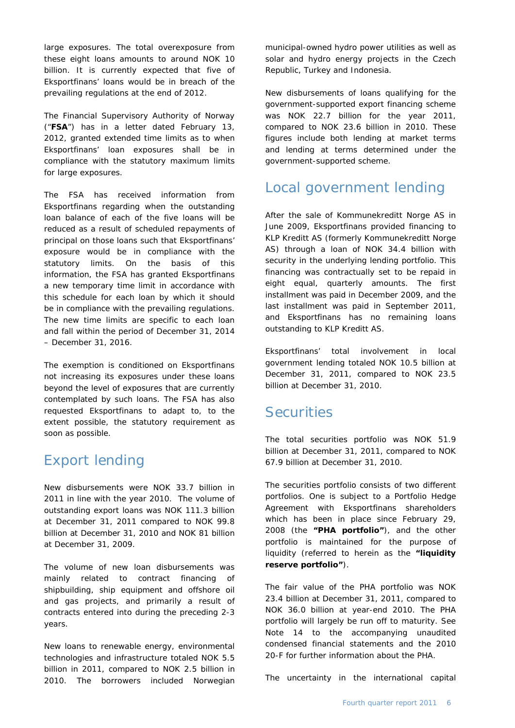large exposures. The total overexposure from these eight loans amounts to around NOK 10 billion. It is currently expected that five of Eksportfinans' loans would be in breach of the prevailing regulations at the end of 2012.

The Financial Supervisory Authority of Norway ("**FSA**") has in a letter dated February 13, 2012, granted extended time limits as to when Eksportfinans' loan exposures shall be in compliance with the statutory maximum limits for large exposures.

The FSA has received information from Eksportfinans regarding when the outstanding loan balance of each of the five loans will be reduced as a result of scheduled repayments of principal on those loans such that Eksportfinans' exposure would be in compliance with the statutory limits. On the basis of this information, the FSA has granted Eksportfinans a new temporary time limit in accordance with this schedule for each loan by which it should be in compliance with the prevailing regulations. The new time limits are specific to each loan and fall within the period of December 31, 2014 – December 31, 2016.

The exemption is conditioned on Eksportfinans not increasing its exposures under these loans beyond the level of exposures that are currently contemplated by such loans. The FSA has also requested Eksportfinans to adapt to, to the extent possible, the statutory requirement as soon as possible.

## Export lending

New disbursements were NOK 33.7 billion in 2011 in line with the year 2010. The volume of outstanding export loans was NOK 111.3 billion at December 31, 2011 compared to NOK 99.8 billion at December 31, 2010 and NOK 81 billion at December 31, 2009.

The volume of new loan disbursements was mainly related to contract financing of shipbuilding, ship equipment and offshore oil and gas projects, and primarily a result of contracts entered into during the preceding 2-3 years.

New loans to renewable energy, environmental technologies and infrastructure totaled NOK 5.5 billion in 2011, compared to NOK 2.5 billion in 2010. The borrowers included Norwegian municipal-owned hydro power utilities as well as solar and hydro energy projects in the Czech Republic, Turkey and Indonesia.

New disbursements of loans qualifying for the government-supported export financing scheme was NOK 22.7 billion for the year 2011, compared to NOK 23.6 billion in 2010. These figures include both lending at market terms and lending at terms determined under the government-supported scheme.

## Local government lending

After the sale of Kommunekreditt Norge AS in June 2009, Eksportfinans provided financing to KLP Kreditt AS (formerly Kommunekreditt Norge AS) through a loan of NOK 34.4 billion with security in the underlying lending portfolio. This financing was contractually set to be repaid in eight equal, quarterly amounts. The first installment was paid in December 2009, and the last installment was paid in September 2011, and Eksportfinans has no remaining loans outstanding to KLP Kreditt AS.

Eksportfinans' total involvement in local government lending totaled NOK 10.5 billion at December 31, 2011, compared to NOK 23.5 billion at December 31, 2010.

## Securities

The total securities portfolio was NOK 51.9 billion at December 31, 2011, compared to NOK 67.9 billion at December 31, 2010.

The securities portfolio consists of two different portfolios. One is subject to a Portfolio Hedge Agreement with Eksportfinans shareholders which has been in place since February 29, 2008 (the **"PHA portfolio"**), and the other portfolio is maintained for the purpose of liquidity (referred to herein as the **"liquidity reserve portfolio"**).

The fair value of the PHA portfolio was NOK 23.4 billion at December 31, 2011, compared to NOK 36.0 billion at year-end 2010. The PHA portfolio will largely be run off to maturity. See Note 14 to the accompanying unaudited condensed financial statements and the 2010 20-F for further information about the PHA.

The uncertainty in the international capital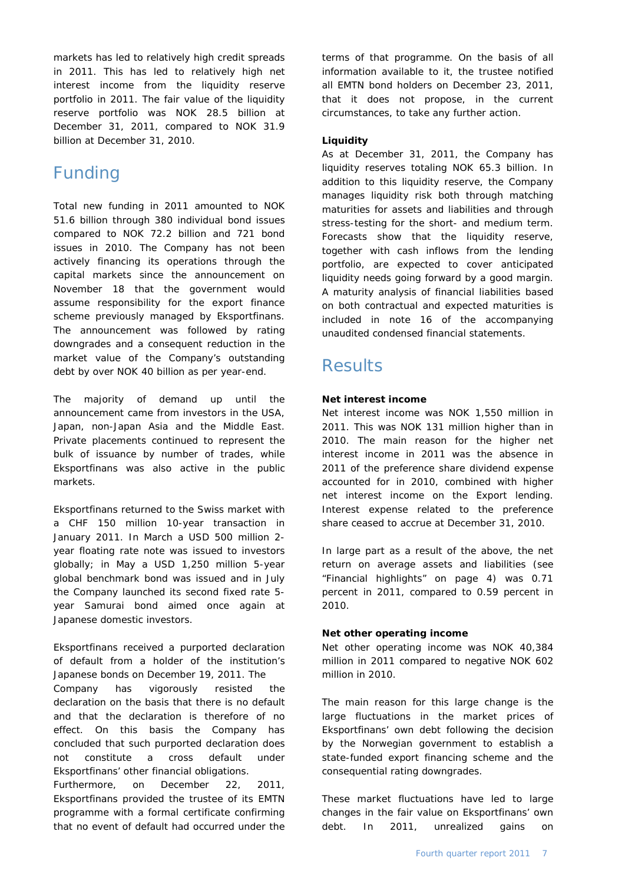markets has led to relatively high credit spreads in 2011. This has led to relatively high net interest income from the liquidity reserve portfolio in 2011. The fair value of the liquidity reserve portfolio was NOK 28.5 billion at December 31, 2011, compared to NOK 31.9 billion at December 31, 2010.

## Funding

Total new funding in 2011 amounted to NOK 51.6 billion through 380 individual bond issues compared to NOK 72.2 billion and 721 bond issues in 2010. The Company has not been actively financing its operations through the capital markets since the announcement on November 18 that the government would assume responsibility for the export finance scheme previously managed by Eksportfinans. The announcement was followed by rating downgrades and a consequent reduction in the market value of the Company's outstanding debt by over NOK 40 billion as per year-end.

The majority of demand up until the announcement came from investors in the USA, Japan, non-Japan Asia and the Middle East. Private placements continued to represent the bulk of issuance by number of trades, while Eksportfinans was also active in the public markets.

Eksportfinans returned to the Swiss market with a CHF 150 million 10-year transaction in January 2011. In March a USD 500 million 2-year floating rate note was issued to investors globally; in May a USD 1,250 million 5-year global benchmark bond was issued and in July the Company launched its second fixed rate 5-year Samurai bond aimed once again at Japanese domestic investors.

Eksportfinans received a purported declaration of default from a holder of the institution's Japanese bonds on December 19, 2011. The Company has vigorously resisted the declaration on the basis that there is no default and that the declaration is therefore of no effect. On this basis the Company has concluded that such purported declaration does not constitute a cross default under Eksportfinans' other financial obligations. Furthermore, on December 22, 2011, Eksportfinans provided the trustee of its EMTN programme with a formal certificate confirming that no event of default had occurred under the terms of that programme. On the basis of all information available to it, the trustee notified all EMTN bond holders on December 23, 2011, that it does not propose, in the current circumstances, to take any further action.

**Liquidity**

As at December 31, 2011, the Company has liquidity reserves totaling NOK 65.3 billion. In addition to this liquidity reserve, the Company manages liquidity risk both through matching maturities for assets and liabilities and through stress-testing for the short- and medium term. Forecasts show that the liquidity reserve, together with cash inflows from the lending portfolio, are expected to cover anticipated liquidity needs going forward by a good margin. A maturity analysis of financial liabilities based on both contractual and expected maturities is included in note 16 of the accompanying unaudited condensed financial statements.

## Results

**Net interest income**

Net interest income was NOK 1,550 million in 2011. This was NOK 131 million higher than in 2010. The main reason for the higher net interest income in 2011 was the absence in 2011 of the preference share dividend expense accounted for in 2010, combined with higher net interest income on the Export lending. Interest expense related to the preference share ceased to accrue at December 31, 2010.

In large part as a result of the above, the net return on average assets and liabilities (see "Financial highlights" on page 4) was 0.71 percent in 2011, compared to 0.59 percent in 2010.

**Net other operating income**

Net other operating income was NOK 40,384 million in 2011 compared to negative NOK 602 million in 2010.

The main reason for this large change is the large fluctuations in the market prices of Eksportfinans' own debt following the decision by the Norwegian government to establish a state-funded export financing scheme and the consequential rating downgrades.

These market fluctuations have led to large changes in the fair value on Eksportfinans' own debt. In 2011, unrealized gains on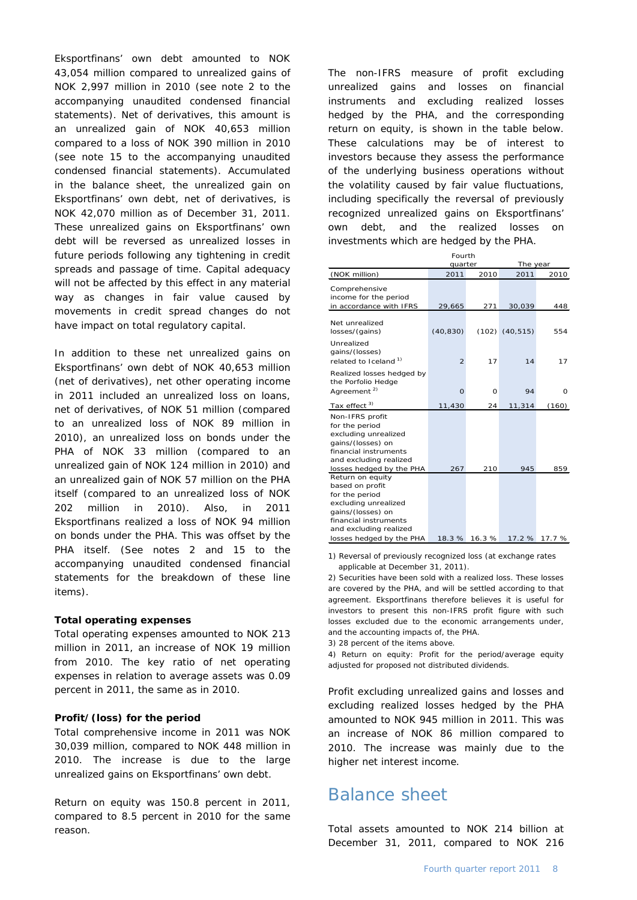Eksportfinans' own debt amounted to NOK 43,054 million compared to unrealized gains of NOK 2,997 million in 2010 (see note 2 to the accompanying unaudited condensed financial statements). Net of derivatives, this amount is an unrealized gain of NOK 40,653 million compared to a loss of NOK 390 million in 2010 (see note 15 to the accompanying unaudited condensed financial statements). Accumulated in the balance sheet, the unrealized gain on Eksportfinans' own debt, net of derivatives, is NOK 42,070 million as of December 31, 2011. These unrealized gains on Eksportfinans' own debt will be reversed as unrealized losses in future periods following any tightening in credit spreads and passage of time. Capital adequacy will not be affected by this effect in any material way as changes in fair value caused by movements in credit spread changes do not have impact on total regulatory capital.

In addition to these net unrealized gains on Eksportfinans' own debt of NOK 40,653 million (net of derivatives), net other operating income in 2011 included an unrealized loss on loans, net of derivatives, of NOK 51 million (compared to an unrealized loss of NOK 89 million in 2010), an unrealized loss on bonds under the PHA of NOK 33 million (compared to an unrealized gain of NOK 124 million in 2010) and an unrealized gain of NOK 57 million on the PHA itself (compared to an unrealized loss of NOK 202 million in 2010). Also, in 2011 Eksportfinans realized a loss of NOK 94 million on bonds under the PHA. This was offset by the PHA itself. (See notes 2 and 15 to the accompanying unaudited condensed financial statements for the breakdown of these line items).

**Total operating expenses**

Total operating expenses amounted to NOK 213 million in 2011, an increase of NOK 19 million from 2010. The key ratio of net operating expenses in relation to average assets was 0.09 percent in 2011, the same as in 2010.

**Profit/(loss) for the period**

Total comprehensive income in 2011 was NOK 30,039 million, compared to NOK 448 million in 2010. The increase is due to the large unrealized gains on Eksportfinans' own debt.

Return on equity was 150.8 percent in 2011, compared to 8.5 percent in 2010 for the same reason.

The non-IFRS measure of profit excluding unrealized gains and losses on financial instruments and excluding realized losses hedged by the PHA, and the corresponding return on equity, is shown in the table below. These calculations may be of interest to investors because they assess the performance of the underlying business operations without the volatility caused by fair value fluctuations, including specifically the reversal of previously recognized unrealized gains on Eksportfinans' own debt, and the realized losses on investments which are hedged by the PHA.

| | Fourth quarter | | The year | |
|---|---|---|---|---|
| (NOK million) | 2011 | 2010 | 2011 | 2010 |
| Comprehensive income for the period in accordance with IFRS | 29,665 | 271 | 30,039 | 448 |
| Net unrealized losses/(gains) | (40,830) | (102) | (40,515) | 554 |
| Unrealized gains/(losses) related to Iceland [1] | 2 | 17 | 14 | 17 |
| Realized losses hedged by the Porfolio Hedge Agreement [2] | 0 | 0 | 94 | 0 |
| Tax effect [3] | 11,430 | 24 | 11,314 | (160) |
| Non-IFRS profit for the period excluding unrealized gains/(losses) on financial instruments and excluding realized losses hedged by the PHA | 267 | 210 | 945 | 859 |
| Return on equity based on profit for the period excluding unrealized gains/(losses) on financial instruments and excluding realized losses hedged by the PHA | 18.3 % | 16.3 % | 17.2 % | 17.7 % |

1) Reversal of previously recognized loss (at exchange rates applicable at December 31, 2011).

2) Securities have been sold with a realized loss. These losses are covered by the PHA, and will be settled according to that agreement. Eksportfinans therefore believes it is useful for investors to present this non-IFRS profit figure with such losses excluded due to the economic arrangements under, and the accounting impacts of, the PHA.

3) 28 percent of the items above.

4) Return on equity: Profit for the period/average equity adjusted for proposed not distributed dividends.

Profit excluding unrealized gains and losses and excluding realized losses hedged by the PHA amounted to NOK 945 million in 2011. This was an increase of NOK 86 million compared to 2010. The increase was mainly due to the higher net interest income.

# Balance sheet

Total assets amounted to NOK 214 billion at December 31, 2011, compared to NOK 216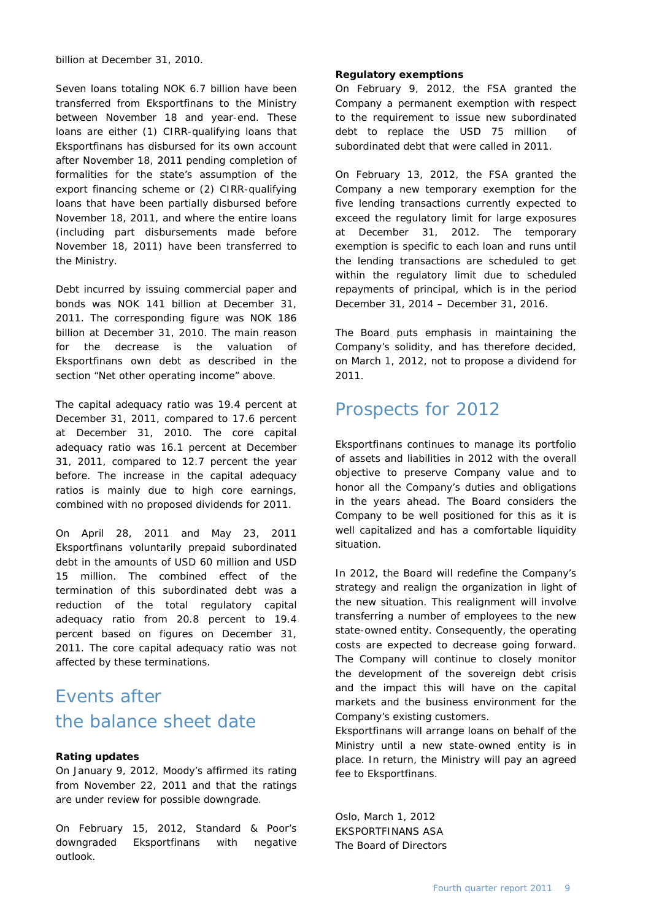billion at December 31, 2010.

Seven loans totaling NOK 6.7 billion have been transferred from Eksportfinans to the Ministry between November 18 and year-end. These loans are either (1) CIRR-qualifying loans that Eksportfinans has disbursed for its own account after November 18, 2011 pending completion of the formalities for the state's assumption of the export financing scheme or (2) CIRR-qualifying loans that have been partially disbursed before November 18, 2011, and where the entire loans (including part disbursements made before November 18, 2011) have been transferred to the Ministry.

Debt incurred by issuing commercial paper and bonds was NOK 141 billion at December 31, 2011. The corresponding figure was NOK 186 billion at December 31, 2010. The main reason for the decrease is the valuation of Eksportfinans own debt as described in the section "Net other operating income" above.

The capital adequacy ratio was 19.4 percent at December 31, 2011, compared to 17.6 percent at December 31, 2010. The core capital adequacy ratio was 16.1 percent at December 31, 2011, compared to 12.7 percent the year before. The increase in the capital adequacy ratios is mainly due to high core earnings, combined with no proposed dividends for 2011.

On April 28, 2011 and May 23, 2011 Eksportfinans voluntarily prepaid subordinated debt in the amounts of USD 60 million and USD 15 million. The combined effect of the termination of this subordinated debt was a reduction of the total regulatory capital adequacy ratio from 20.8 percent to 19.4 percent based on figures on December 31, 2011. The core capital adequacy ratio was not affected by these terminations.

# Events after the balance sheet date

**Rating updates**

On January 9, 2012, Moody's affirmed its rating from November 22, 2011 and that the ratings are under review for possible downgrade.

On February 15, 2012, Standard & Poor's downgraded Eksportfinans with negative outlook.

**Regulatory exemptions**

On February 9, 2012, the FSA granted the Company a permanent exemption with respect to the requirement to issue new subordinated debt to replace the USD 75 million of subordinated debt that were called in 2011.

On February 13, 2012, the FSA granted the Company a new temporary exemption for the five lending transactions currently expected to exceed the regulatory limit for large exposures at December 31, 2012. The temporary exemption is specific to each loan and runs until the lending transactions are scheduled to get within the regulatory limit due to scheduled repayments of principal, which is in the period December 31, 2014 – December 31, 2016.

The Board puts emphasis in maintaining the Company's solidity, and has therefore decided, on March 1, 2012, not to propose a dividend for 2011.

# Prospects for 2012

Eksportfinans continues to manage its portfolio of assets and liabilities in 2012 with the overall objective to preserve Company value and to honor all the Company's duties and obligations in the years ahead. The Board considers the Company to be well positioned for this as it is well capitalized and has a comfortable liquidity situation.

In 2012, the Board will redefine the Company's strategy and realign the organization in light of the new situation. This realignment will involve transferring a number of employees to the new state-owned entity. Consequently, the operating costs are expected to decrease going forward. The Company will continue to closely monitor the development of the sovereign debt crisis and the impact this will have on the capital markets and the business environment for the Company's existing customers.

Eksportfinans will arrange loans on behalf of the Ministry until a new state-owned entity is in place. In return, the Ministry will pay an agreed fee to Eksportfinans.

Oslo, March 1, 2012
EKSPORTFINANS ASA
The Board of Directors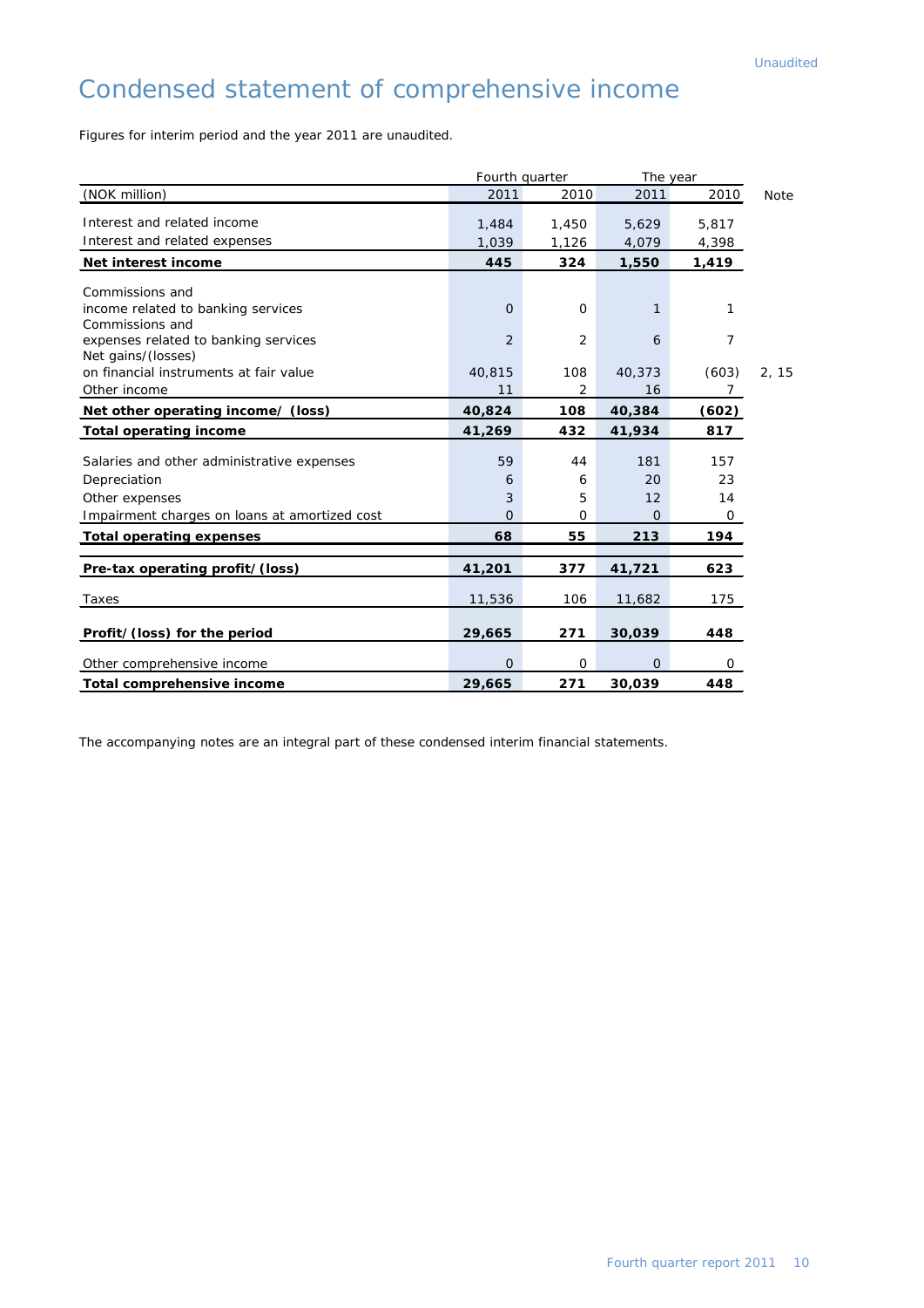Unaudited

# Condensed statement of comprehensive income

Figures for interim period and the year 2011 are unaudited.

| | Fourth quarter | | The year | | |
|---|---|---|---|---|---|
| (NOK million) | 2011 | 2010 | 2011 | 2010 | Note |
| Interest and related income | 1,484 | 1,450 | 5,629 | 5,817 | |
| Interest and related expenses | 1,039 | 1,126 | 4,079 | 4,398 | |
| **Net interest income** | **445** | **324** | **1,550** | **1,419** | |
| Commissions and income related to banking services | 0 | 0 | 1 | 1 | |
| Commissions and expenses related to banking services | 2 | 2 | 6 | 7 | |
| Net gains/(losses) on financial instruments at fair value | 40,815 | 108 | 40,373 | (603) | 2, 15 |
| Other income | 11 | 2 | 16 | 7 | |
| **Net other operating income/ (loss)** | **40,824** | **108** | **40,384** | **(602)** | |
| **Total operating income** | **41,269** | **432** | **41,934** | **817** | |
| Salaries and other administrative expenses | 59 | 44 | 181 | 157 | |
| Depreciation | 6 | 6 | 20 | 23 | |
| Other expenses | 3 | 5 | 12 | 14 | |
| Impairment charges on loans at amortized cost | 0 | 0 | 0 | 0 | |
| **Total operating expenses** | **68** | **55** | **213** | **194** | |
| **Pre-tax operating profit/(loss)** | **41,201** | **377** | **41,721** | **623** | |
| Taxes | 11,536 | 106 | 11,682 | 175 | |
| **Profit/(loss) for the period** | **29,665** | **271** | **30,039** | **448** | |
| Other comprehensive income | 0 | 0 | 0 | 0 | |
| **Total comprehensive income** | **29,665** | **271** | **30,039** | **448** | |

The accompanying notes are an integral part of these condensed interim financial statements.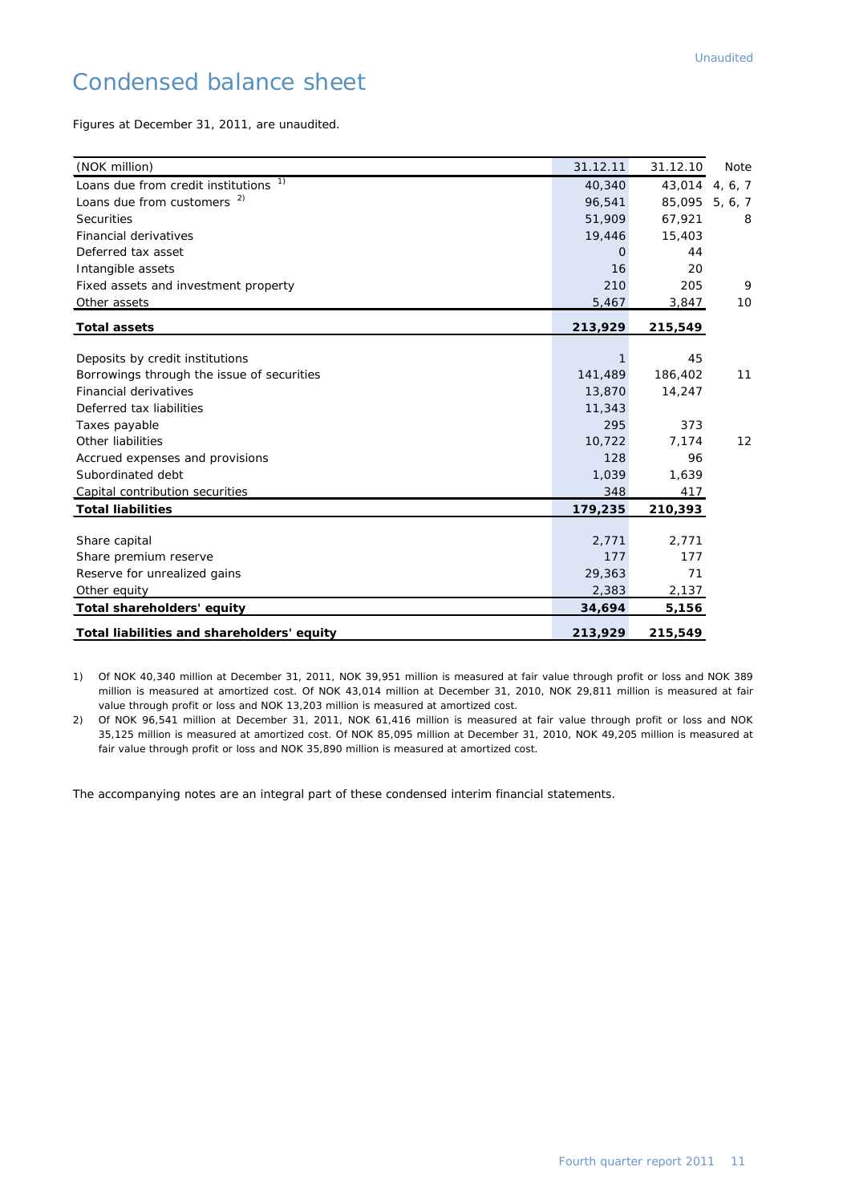Unaudited

# Condensed balance sheet

Figures at December 31, 2011, are unaudited.

| (NOK million) | 31.12.11 | 31.12.10 | Note |
|---|---|---|---|
| Loans due from credit institutions [1] | 40,340 | 43,014 | 4, 6, 7 |
| Loans due from customers [2] | 96,541 | 85,095 | 5, 6, 7 |
| Securities | 51,909 | 67,921 | 8 |
| Financial derivatives | 19,446 | 15,403 | |
| Deferred tax asset | 0 | 44 | |
| Intangible assets | 16 | 20 | |
| Fixed assets and investment property | 210 | 205 | 9 |
| Other assets | 5,467 | 3,847 | 10 |
| **Total assets** | **213,929** | **215,549** | |
| | | | |
| Deposits by credit institutions | 1 | 45 | |
| Borrowings through the issue of securities | 141,489 | 186,402 | 11 |
| Financial derivatives | 13,870 | 14,247 | |
| Deferred tax liabilities | 11,343 | | |
| Taxes payable | 295 | 373 | |
| Other liabilities | 10,722 | 7,174 | 12 |
| Accrued expenses and provisions | 128 | 96 | |
| Subordinated debt | 1,039 | 1,639 | |
| Capital contribution securities | 348 | 417 | |
| **Total liabilities** | **179,235** | **210,393** | |
| | | | |
| Share capital | 2,771 | 2,771 | |
| Share premium reserve | 177 | 177 | |
| Reserve for unrealized gains | 29,363 | 71 | |
| Other equity | 2,383 | 2,137 | |
| **Total shareholders' equity** | **34,694** | **5,156** | |
| **Total liabilities and shareholders' equity** | **213,929** | **215,549** | |

1) Of NOK 40,340 million at December 31, 2011, NOK 39,951 million is measured at fair value through profit or loss and NOK 389 million is measured at amortized cost. Of NOK 43,014 million at December 31, 2010, NOK 29,811 million is measured at fair value through profit or loss and NOK 13,203 million is measured at amortized cost.

2) Of NOK 96,541 million at December 31, 2011, NOK 61,416 million is measured at fair value through profit or loss and NOK 35,125 million is measured at amortized cost. Of NOK 85,095 million at December 31, 2010, NOK 49,205 million is measured at fair value through profit or loss and NOK 35,890 million is measured at amortized cost.

The accompanying notes are an integral part of these condensed interim financial statements.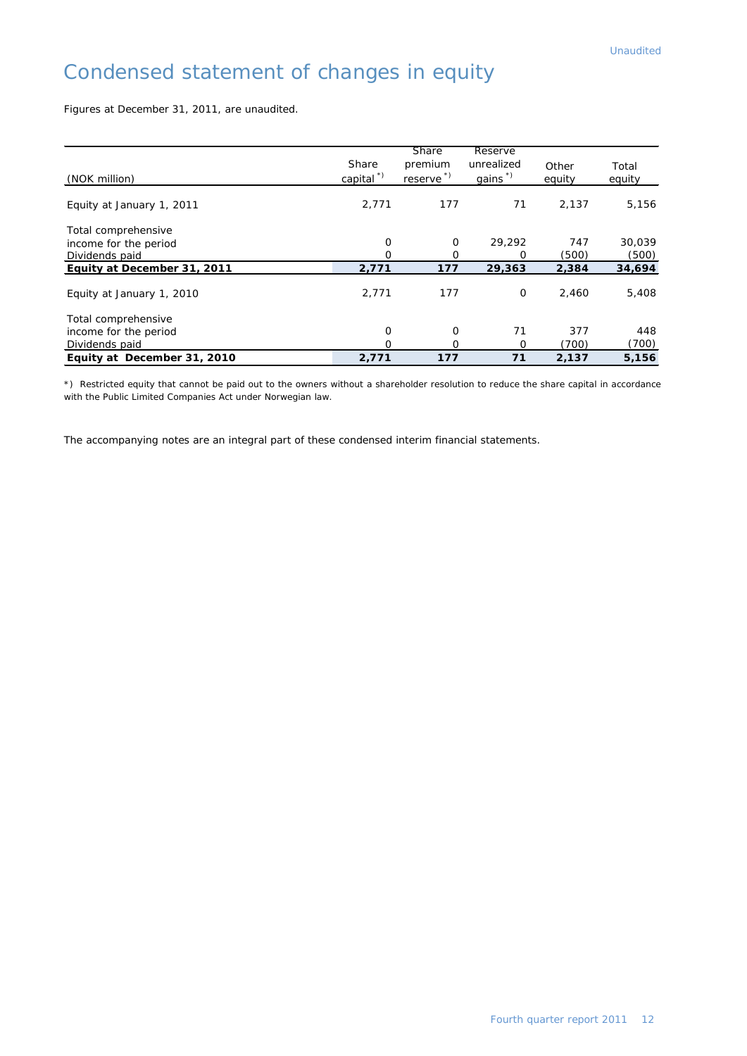# Condensed statement of changes in equity

Figures at December 31, 2011, are unaudited.

| (NOK million) | Share capital *) | Share premium reserve *) | Reserve unrealized gains *) | Other equity | Total equity |
|---|---|---|---|---|---|
| Equity at January 1, 2011 | 2,771 | 177 | 71 | 2,137 | 5,156 |
| Total comprehensive income for the period | 0 | 0 | 29,292 | 747 | 30,039 |
| Dividends paid | 0 | 0 | 0 | (500) | (500) |
| **Equity at December 31, 2011** | **2,771** | **177** | **29,363** | **2,384** | **34,694** |
| Equity at January 1, 2010 | 2,771 | 177 | 0 | 2,460 | 5,408 |
| Total comprehensive income for the period | 0 | 0 | 71 | 377 | 448 |
| Dividends paid | 0 | 0 | 0 | (700) | (700) |
| **Equity at December 31, 2010** | **2,771** | **177** | **71** | **2,137** | **5,156** |

*) Restricted equity that cannot be paid out to the owners without a shareholder resolution to reduce the share capital in accordance with the Public Limited Companies Act under Norwegian law.

The accompanying notes are an integral part of these condensed interim financial statements.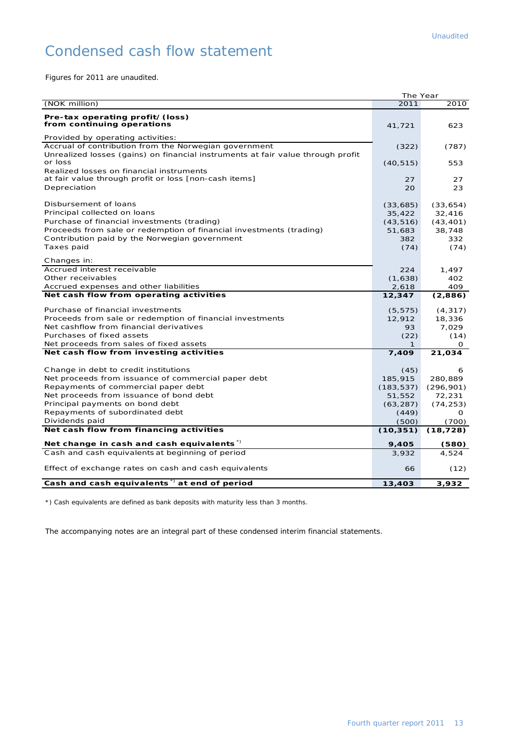Unaudited

# Condensed cash flow statement

Figures for 2011 are unaudited.

| (NOK million) | The Year 2011 | 2010 |
|---|---|---|
| **Pre-tax operating profit/(loss) from continuing operations** | 41,721 | 623 |
| Provided by operating activities: | | |
| Accrual of contribution from the Norwegian government | (322) | (787) |
| Unrealized losses (gains) on financial instruments at fair value through profit or loss | (40,515) | 553 |
| Realized losses on financial instruments at fair value through profit or loss [non-cash items] | 27 | 27 |
| Depreciation | 20 | 23 |
| Disbursement of loans | (33,685) | (33,654) |
| Principal collected on loans | 35,422 | 32,416 |
| Purchase of financial investments (trading) | (43,516) | (43,401) |
| Proceeds from sale or redemption of financial investments (trading) | 51,683 | 38,748 |
| Contribution paid by the Norwegian government | 382 | 332 |
| Taxes paid | (74) | (74) |
| Changes in: | | |
| Accrued interest receivable | 224 | 1,497 |
| Other receivables | (1,638) | 402 |
| Accrued expenses and other liabilities | 2,618 | 409 |
| **Net cash flow from operating activities** | **12,347** | **(2,886)** |
| Purchase of financial investments | (5,575) | (4,317) |
| Proceeds from sale or redemption of financial investments | 12,912 | 18,336 |
| Net cashflow from financial derivatives | 93 | 7,029 |
| Purchases of fixed assets | (22) | (14) |
| Net proceeds from sales of fixed assets | 1 | 0 |
| **Net cash flow from investing activities** | **7,409** | **21,034** |
| Change in debt to credit institutions | (45) | 6 |
| Net proceeds from issuance of commercial paper debt | 185,915 | 280,889 |
| Repayments of commercial paper debt | (183,537) | (296,901) |
| Net proceeds from issuance of bond debt | 51,552 | 72,231 |
| Principal payments on bond debt | (63,287) | (74,253) |
| Repayments of subordinated debt | (449) | 0 |
| Dividends paid | (500) | (700) |
| **Net cash flow from financing activities** | **(10,351)** | **(18,728)** |
| **Net change in cash and cash equivalents** *) | **9,405** | **(580)** |
| Cash and cash equivalents at beginning of period | 3,932 | 4,524 |
| Effect of exchange rates on cash and cash equivalents | 66 | (12) |
| **Cash and cash equivalents** *) **at end of period** | **13,403** | **3,932** |

*) Cash equivalents are defined as bank deposits with maturity less than 3 months.

The accompanying notes are an integral part of these condensed interim financial statements.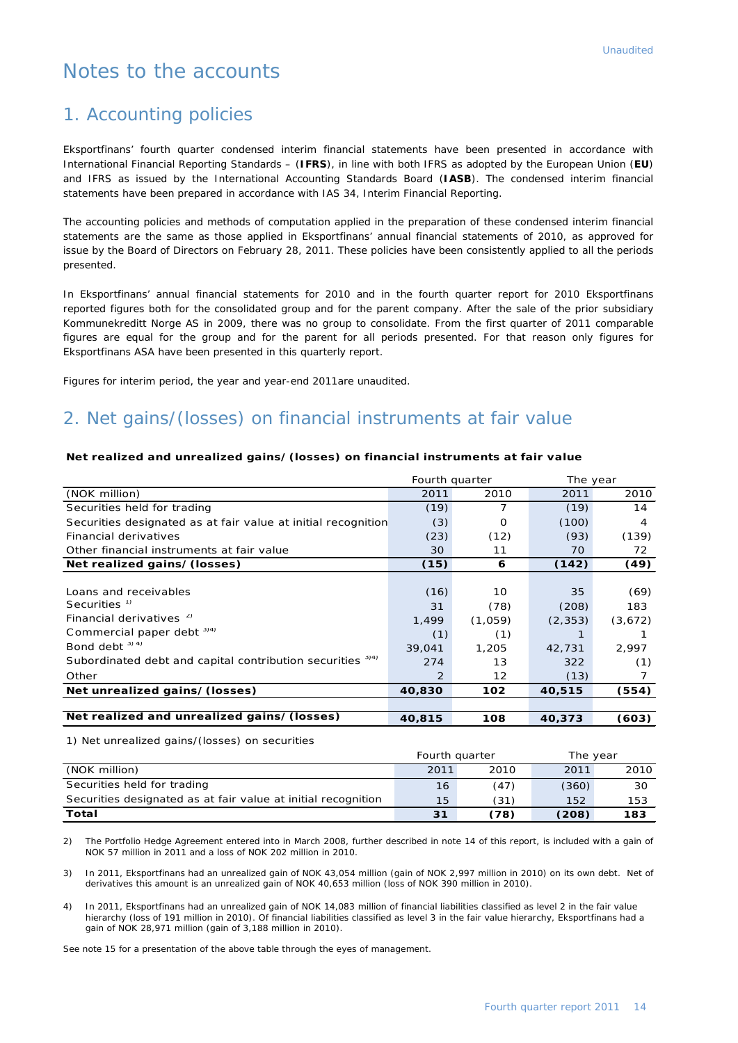Unaudited

# Notes to the accounts

## 1. Accounting policies

Eksportfinans' fourth quarter condensed interim financial statements have been presented in accordance with International Financial Reporting Standards – (**IFRS**), in line with both IFRS as adopted by the European Union (**EU**) and IFRS as issued by the International Accounting Standards Board (**IASB**). The condensed interim financial statements have been prepared in accordance with IAS 34, Interim Financial Reporting.

The accounting policies and methods of computation applied in the preparation of these condensed interim financial statements are the same as those applied in Eksportfinans' annual financial statements of 2010, as approved for issue by the Board of Directors on February 28, 2011. These policies have been consistently applied to all the periods presented.

In Eksportfinans' annual financial statements for 2010 and in the fourth quarter report for 2010 Eksportfinans reported figures both for the consolidated group and for the parent company. After the sale of the prior subsidiary Kommunekreditt Norge AS in 2009, there was no group to consolidate. From the first quarter of 2011 comparable figures are equal for the group and for the parent for all periods presented. For that reason only figures for Eksportfinans ASA have been presented in this quarterly report.

Figures for interim period, the year and year-end 2011are unaudited.

## 2. Net gains/(losses) on financial instruments at fair value

**Net realized and unrealized gains/(losses) on financial instruments at fair value**

| | Fourth quarter | | The year | |
|---|---|---|---|---|
| (NOK million) | 2011 | 2010 | 2011 | 2010 |
| Securities held for trading | (19) | 7 | (19) | 14 |
| Securities designated as at fair value at initial recognition | (3) | 0 | (100) | 4 |
| Financial derivatives | (23) | (12) | (93) | (139) |
| Other financial instruments at fair value | 30 | 11 | 70 | 72 |
| **Net realized gains/(losses)** | **(15)** | **6** | **(142)** | **(49)** |
| | | | | |
| Loans and receivables | (16) | 10 | 35 | (69) |
| Securities [1] | 31 | (78) | (208) | 183 |
| Financial derivatives [2] | 1,499 | (1,059) | (2,353) | (3,672) |
| Commercial paper debt [3)4] | (1) | (1) | 1 | 1 |
| Bond debt [3) 4] | 39,041 | 1,205 | 42,731 | 2,997 |
| Subordinated debt and capital contribution securities [3)4] | 274 | 13 | 322 | (1) |
| Other | 2 | 12 | (13) | 7 |
| **Net unrealized gains/(losses)** | **40,830** | **102** | **40,515** | **(554)** |
| | | | | |
| **Net realized and unrealized gains/(losses)** | **40,815** | **108** | **40,373** | **(603)** |

1) Net unrealized gains/(losses) on securities

| | Fourth quarter | | The year | |
|---|---|---|---|---|
| (NOK million) | 2011 | 2010 | 2011 | 2010 |
| Securities held for trading | 16 | (47) | (360) | 30 |
| Securities designated as at fair value at initial recognition | 15 | (31) | 152 | 153 |
| **Total** | **31** | **(78)** | **(208)** | **183** |

2) The Portfolio Hedge Agreement entered into in March 2008, further described in note 14 of this report, is included with a gain of NOK 57 million in 2011 and a loss of NOK 202 million in 2010.

3) In 2011, Eksportfinans had an unrealized gain of NOK 43,054 million (gain of NOK 2,997 million in 2010) on its own debt. Net of derivatives this amount is an unrealized gain of NOK 40,653 million (loss of NOK 390 million in 2010).

4) In 2011, Eksportfinans had an unrealized gain of NOK 14,083 million of financial liabilities classified as level 2 in the fair value hierarchy (loss of 191 million in 2010). Of financial liabilities classified as level 3 in the fair value hierarchy, Eksportfinans had a gain of NOK 28,971 million (gain of 3,188 million in 2010).

See note 15 for a presentation of the above table through the eyes of management.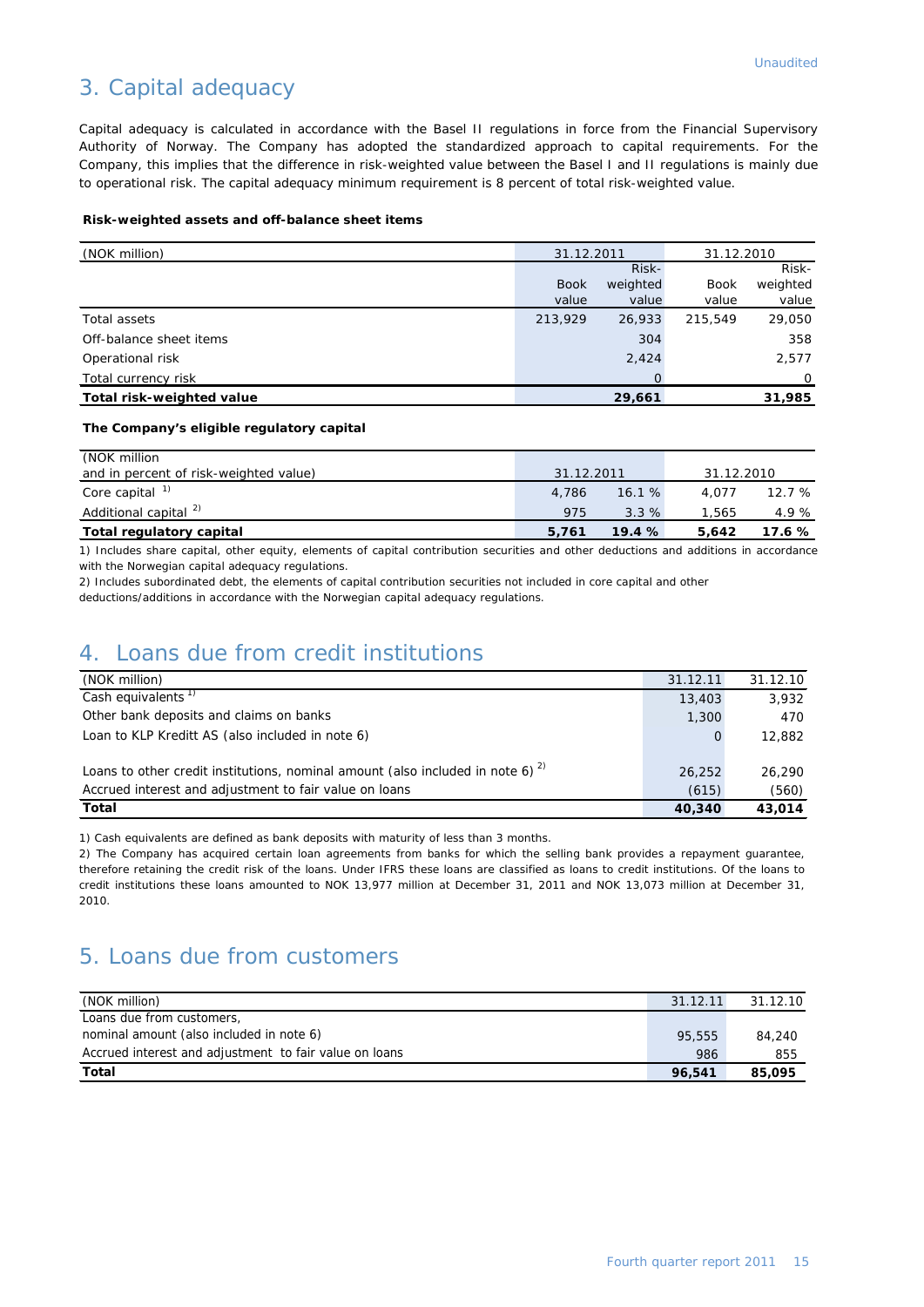Unaudited

## 3. Capital adequacy

Capital adequacy is calculated in accordance with the Basel II regulations in force from the Financial Supervisory Authority of Norway. The Company has adopted the standardized approach to capital requirements. For the Company, this implies that the difference in risk-weighted value between the Basel I and II regulations is mainly due to operational risk. The capital adequacy minimum requirement is 8 percent of total risk-weighted value.

**Risk-weighted assets and off-balance sheet items**

| (NOK million) | 31.12.2011 | | 31.12.2010 | |
|---|---|---|---|---|
| | Book value | Risk-weighted value | Book value | Risk-weighted value |
| Total assets | 213,929 | 26,933 | 215,549 | 29,050 |
| Off-balance sheet items | | 304 | | 358 |
| Operational risk | | 2,424 | | 2,577 |
| Total currency risk | | 0 | | 0 |
| **Total risk-weighted value** | | **29,661** | | **31,985** |

**The Company's eligible regulatory capital**

| (NOK million and in percent of risk-weighted value) | 31.12.2011 | | 31.12.2010 | |
|---|---|---|---|---|
| Core capital [1) ] | 4,786 | 16.1 % | 4,077 | 12.7 % |
| Additional capital [2) ] | 975 | 3.3 % | 1,565 | 4.9 % |
| **Total regulatory capital** | **5,761** | **19.4 %** | **5,642** | **17.6 %** |

1) Includes share capital, other equity, elements of capital contribution securities and other deductions and additions in accordance with the Norwegian capital adequacy regulations.

2) Includes subordinated debt, the elements of capital contribution securities not included in core capital and other deductions/additions in accordance with the Norwegian capital adequacy regulations.

## 4. Loans due from credit institutions

| (NOK million) | 31.12.11 | 31.12.10 |
|---|---|---|
| Cash equivalents [1)] | 13,403 | 3,932 |
| Other bank deposits and claims on banks | 1,300 | 470 |
| Loan to KLP Kreditt AS (also included in note 6) | 0 | 12,882 |
| Loans to other credit institutions, nominal amount (also included in note 6) [2)] | 26,252 | 26,290 |
| Accrued interest and adjustment to fair value on loans | (615) | (560) |
| **Total** | **40,340** | **43,014** |

1) Cash equivalents are defined as bank deposits with maturity of less than 3 months.

2) The Company has acquired certain loan agreements from banks for which the selling bank provides a repayment guarantee, therefore retaining the credit risk of the loans. Under IFRS these loans are classified as loans to credit institutions. Of the loans to credit institutions these loans amounted to NOK 13,977 million at December 31, 2011 and NOK 13,073 million at December 31, 2010.

## 5. Loans due from customers

| (NOK million) | 31.12.11 | 31.12.10 |
|---|---|---|
| Loans due from customers, nominal amount (also included in note 6) | 95,555 | 84,240 |
| Accrued interest and adjustment to fair value on loans | 986 | 855 |
| **Total** | **96,541** | **85,095** |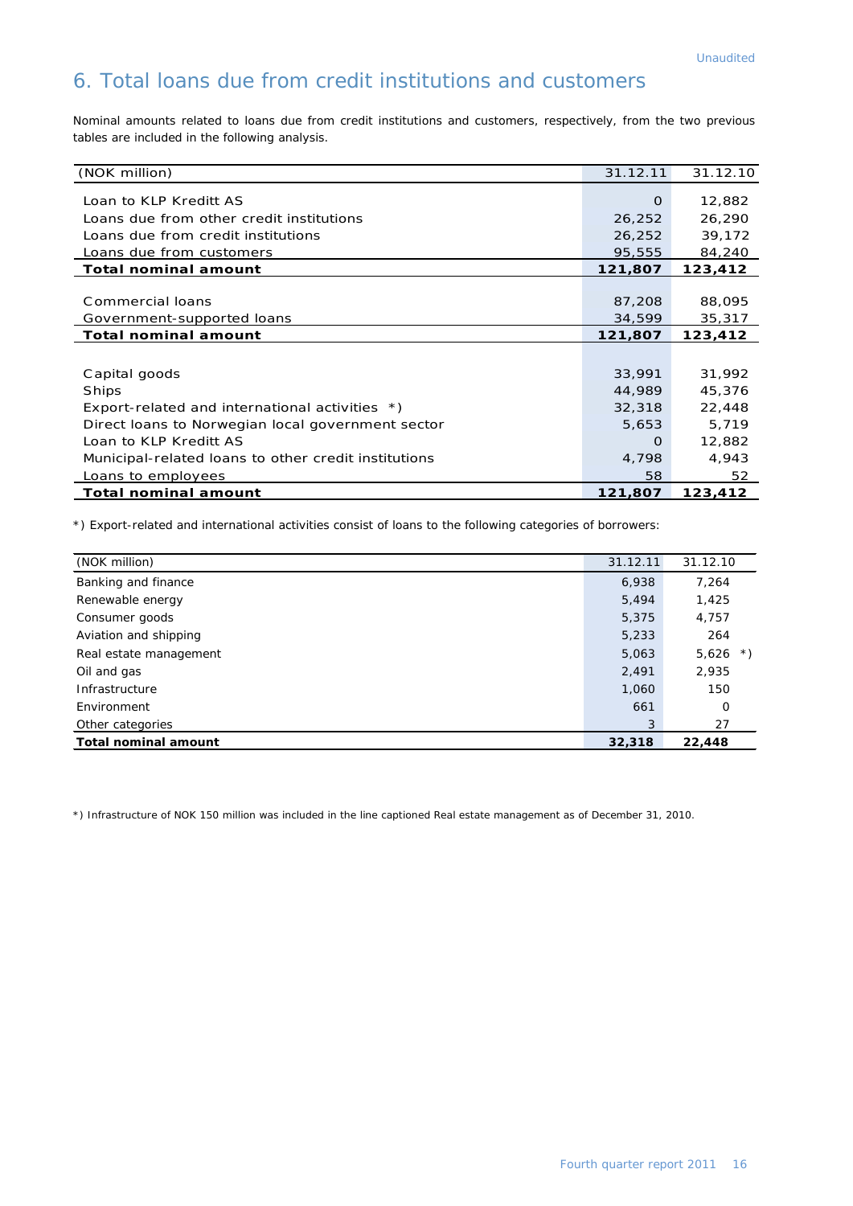Unaudited

# 6. Total loans due from credit institutions and customers

Nominal amounts related to loans due from credit institutions and customers, respectively, from the two previous tables are included in the following analysis.

| (NOK million) | 31.12.11 | 31.12.10 |
|---|---|---|
| Loan to KLP Kreditt AS | 0 | 12,882 |
| Loans due from other credit institutions | 26,252 | 26,290 |
| Loans due from credit institutions | 26,252 | 39,172 |
| Loans due from customers | 95,555 | 84,240 |
| **Total nominal amount** | **121,807** | **123,412** |
| | | |
| Commercial loans | 87,208 | 88,095 |
| Government-supported loans | 34,599 | 35,317 |
| **Total nominal amount** | **121,807** | **123,412** |
| | | |
| Capital goods | 33,991 | 31,992 |
| Ships | 44,989 | 45,376 |
| Export-related and international activities *) | 32,318 | 22,448 |
| Direct loans to Norwegian local government sector | 5,653 | 5,719 |
| Loan to KLP Kreditt AS | 0 | 12,882 |
| Municipal-related loans to other credit institutions | 4,798 | 4,943 |
| Loans to employees | 58 | 52 |
| **Total nominal amount** | **121,807** | **123,412** |

*) Export-related and international activities consist of loans to the following categories of borrowers:

| (NOK million) | 31.12.11 | 31.12.10 |
|---|---|---|
| Banking and finance | 6,938 | 7,264 |
| Renewable energy | 5,494 | 1,425 |
| Consumer goods | 5,375 | 4,757 |
| Aviation and shipping | 5,233 | 264 |
| Real estate management | 5,063 | 5,626 *) |
| Oil and gas | 2,491 | 2,935 |
| Infrastructure | 1,060 | 150 |
| Environment | 661 | 0 |
| Other categories | 3 | 27 |
| **Total nominal amount** | **32,318** | **22,448** |

*) Infrastructure of NOK 150 million was included in the line captioned Real estate management as of December 31, 2010.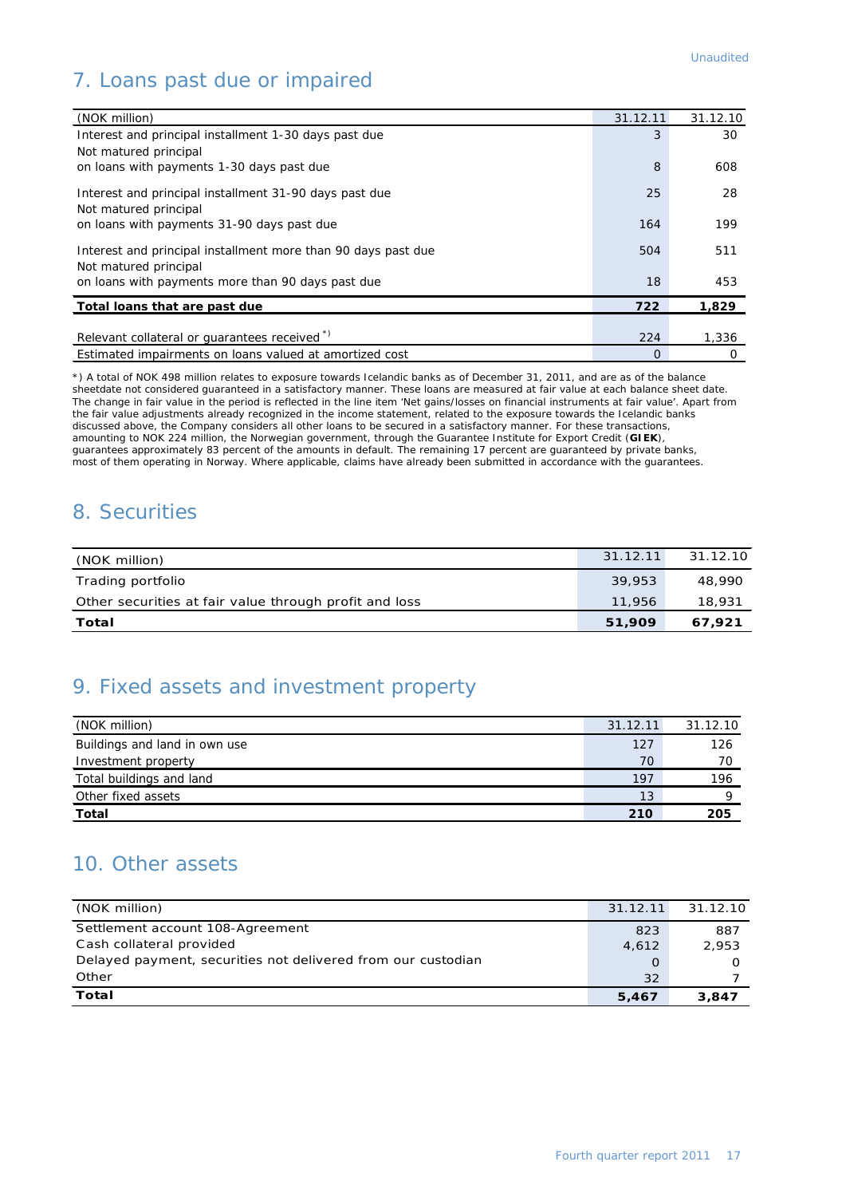Unaudited

## 7. Loans past due or impaired

| (NOK million) | 31.12.11 | 31.12.10 |
|---|---|---|
| Interest and principal installment 1-30 days past due | 3 | 30 |
| Not matured principal on loans with payments 1-30 days past due | 8 | 608 |
| Interest and principal installment 31-90 days past due | 25 | 28 |
| Not matured principal on loans with payments 31-90 days past due | 164 | 199 |
| Interest and principal installment more than 90 days past due | 504 | 511 |
| Not matured principal on loans with payments more than 90 days past due | 18 | 453 |
| **Total loans that are past due** | **722** | **1,829** |
| Relevant collateral or guarantees received *) | 224 | 1,336 |
| Estimated impairments on loans valued at amortized cost | 0 | 0 |

*) A total of NOK 498 million relates to exposure towards Icelandic banks as of December 31, 2011, and are as of the balance sheetdate not considered guaranteed in a satisfactory manner. These loans are measured at fair value at each balance sheet date. The change in fair value in the period is reflected in the line item 'Net gains/losses on financial instruments at fair value'. Apart from the fair value adjustments already recognized in the income statement, related to the exposure towards the Icelandic banks discussed above, the Company considers all other loans to be secured in a satisfactory manner. For these transactions, amounting to NOK 224 million, the Norwegian government, through the Guarantee Institute for Export Credit (**GIEK**), guarantees approximately 83 percent of the amounts in default. The remaining 17 percent are guaranteed by private banks, most of them operating in Norway. Where applicable, claims have already been submitted in accordance with the guarantees.

## 8. Securities

| (NOK million) | 31.12.11 | 31.12.10 |
|---|---|---|
| Trading portfolio | 39,953 | 48,990 |
| Other securities at fair value through profit and loss | 11,956 | 18,931 |
| **Total** | **51,909** | **67,921** |

## 9. Fixed assets and investment property

| (NOK million) | 31.12.11 | 31.12.10 |
|---|---|---|
| Buildings and land in own use | 127 | 126 |
| Investment property | 70 | 70 |
| Total buildings and land | 197 | 196 |
| Other fixed assets | 13 | 9 |
| **Total** | **210** | **205** |

## 10. Other assets

| (NOK million) | 31.12.11 | 31.12.10 |
|---|---|---|
| Settlement account 108-Agreement | 823 | 887 |
| Cash collateral provided | 4,612 | 2,953 |
| Delayed payment, securities not delivered from our custodian | 0 | 0 |
| Other | 32 | 7 |
| **Total** | **5,467** | **3,847** |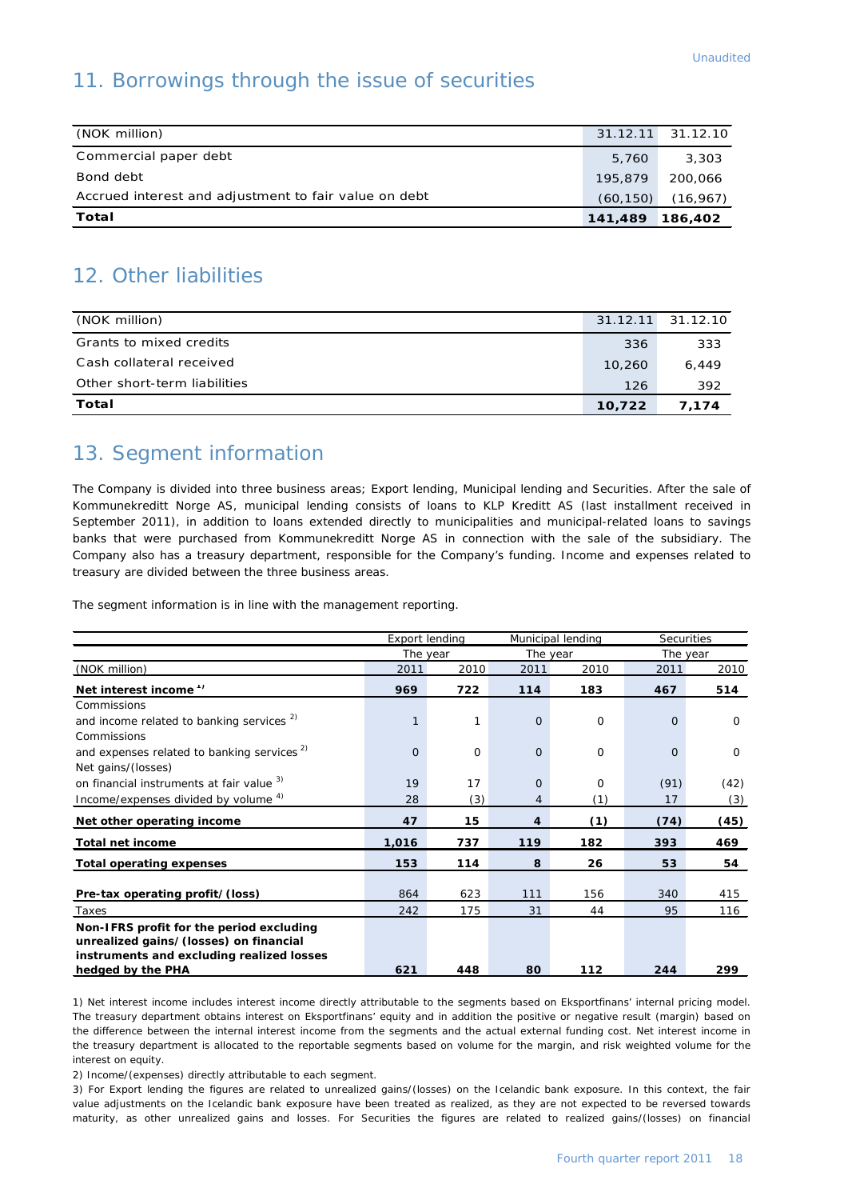Unaudited

## 11. Borrowings through the issue of securities

| (NOK million) | 31.12.11 | 31.12.10 |
|---|---|---|
| Commercial paper debt | 5,760 | 3,303 |
| Bond debt | 195,879 | 200,066 |
| Accrued interest and adjustment to fair value on debt | (60,150) | (16,967) |
| **Total** | **141,489** | **186,402** |

## 12. Other liabilities

| (NOK million) | 31.12.11 | 31.12.10 |
|---|---|---|
| Grants to mixed credits | 336 | 333 |
| Cash collateral received | 10,260 | 6,449 |
| Other short-term liabilities | 126 | 392 |
| **Total** | **10,722** | **7,174** |

## 13. Segment information

The Company is divided into three business areas; Export lending, Municipal lending and Securities. After the sale of Kommunekreditt Norge AS, municipal lending consists of loans to KLP Kreditt AS (last installment received in September 2011), in addition to loans extended directly to municipalities and municipal-related loans to savings banks that were purchased from Kommunekreditt Norge AS in connection with the sale of the subsidiary. The Company also has a treasury department, responsible for the Company's funding. Income and expenses related to treasury are divided between the three business areas.

The segment information is in line with the management reporting.

| | Export lending | | Municipal lending | | Securities | |
|---|---|---|---|---|---|---|
| | The year | | The year | | The year | |
| (NOK million) | 2011 | 2010 | 2011 | 2010 | 2011 | 2010 |
| **Net interest income** [1] | **969** | **722** | **114** | **183** | **467** | **514** |
| Commissions and income related to banking services [2] | 1 | 1 | 0 | 0 | 0 | 0 |
| Commissions and expenses related to banking services [2] | 0 | 0 | 0 | 0 | 0 | 0 |
| Net gains/(losses) on financial instruments at fair value [3] | 19 | 17 | 0 | 0 | (91) | (42) |
| Income/expenses divided by volume [4] | 28 | (3) | 4 | (1) | 17 | (3) |
| **Net other operating income** | **47** | **15** | **4** | **(1)** | **(74)** | **(45)** |
| **Total net income** | **1,016** | **737** | **119** | **182** | **393** | **469** |
| **Total operating expenses** | **153** | **114** | **8** | **26** | **53** | **54** |
| **Pre-tax operating profit/(loss)** | 864 | 623 | 111 | 156 | 340 | 415 |
| Taxes | 242 | 175 | 31 | 44 | 95 | 116 |
| **Non-IFRS profit for the period excluding unrealized gains/(losses) on financial instruments and excluding realized losses hedged by the PHA** | **621** | **448** | **80** | **112** | **244** | **299** |

1) Net interest income includes interest income directly attributable to the segments based on Eksportfinans' internal pricing model. The treasury department obtains interest on Eksportfinans' equity and in addition the positive or negative result (margin) based on the difference between the internal interest income from the segments and the actual external funding cost. Net interest income in the treasury department is allocated to the reportable segments based on volume for the margin, and risk weighted volume for the interest on equity.

2) Income/(expenses) directly attributable to each segment.

3) For Export lending the figures are related to unrealized gains/(losses) on the Icelandic bank exposure. In this context, the fair value adjustments on the Icelandic bank exposure have been treated as realized, as they are not expected to be reversed towards maturity, as other unrealized gains and losses. For Securities the figures are related to realized gains/(losses) on financial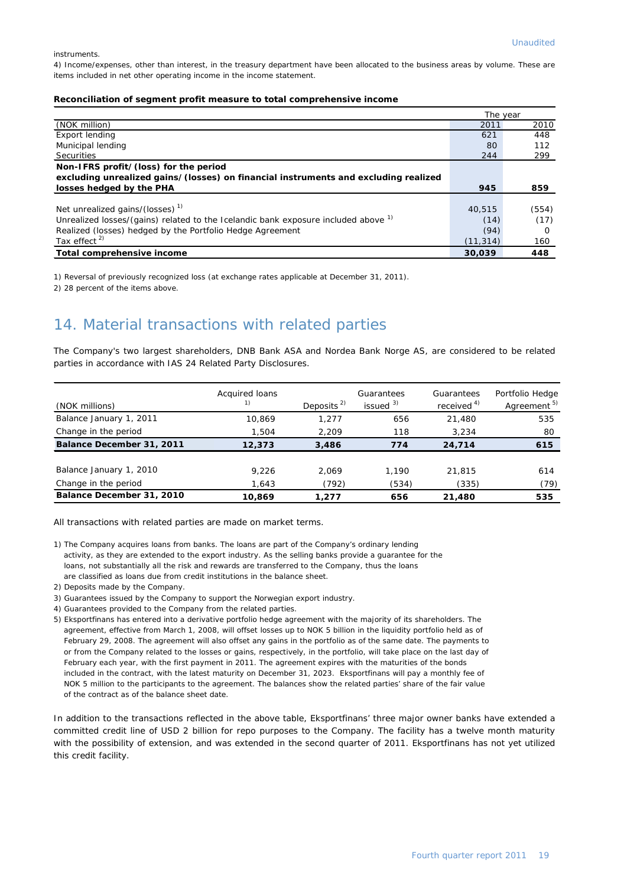instruments.

4) Income/expenses, other than interest, in the treasury department have been allocated to the business areas by volume. These are items included in net other operating income in the income statement.

**Reconciliation of segment profit measure to total comprehensive income**

| | The year | |
|---|---|---|
| (NOK million) | 2011 | 2010 |
| Export lending | 621 | 448 |
| Municipal lending | 80 | 112 |
| Securities | 244 | 299 |
| **Non-IFRS profit/(loss) for the period excluding unrealized gains/(losses) on financial instruments and excluding realized losses hedged by the PHA** | **945** | **859** |
| Net unrealized gains/(losses) [1] | 40,515 | (554) |
| Unrealized losses/(gains) related to the Icelandic bank exposure included above [1] | (14) | (17) |
| Realized (losses) hedged by the Portfolio Hedge Agreement | (94) | 0 |
| Tax effect [2] | (11,314) | 160 |
| **Total comprehensive income** | **30,039** | **448** |

1) Reversal of previously recognized loss (at exchange rates applicable at December 31, 2011).

2) 28 percent of the items above.

# 14. Material transactions with related parties

The Company's two largest shareholders, DNB Bank ASA and Nordea Bank Norge AS, are considered to be related parties in accordance with IAS 24 Related Party Disclosures.

| (NOK millions) | Acquired loans [1] | Deposits [2] | Guarantees issued [3] | Guarantees received [4] | Portfolio Hedge Agreement [5] |
|---|---|---|---|---|---|
| Balance January 1, 2011 | 10,869 | 1,277 | 656 | 21,480 | 535 |
| Change in the period | 1,504 | 2,209 | 118 | 3,234 | 80 |
| **Balance December 31, 2011** | **12,373** | **3,486** | **774** | **24,714** | **615** |
| Balance January 1, 2010 | 9,226 | 2,069 | 1,190 | 21,815 | 614 |
| Change in the period | 1,643 | (792) | (534) | (335) | (79) |
| **Balance December 31, 2010** | **10,869** | **1,277** | **656** | **21,480** | **535** |

All transactions with related parties are made on market terms.

1) The Company acquires loans from banks. The loans are part of the Company's ordinary lending activity, as they are extended to the export industry. As the selling banks provide a guarantee for the loans, not substantially all the risk and rewards are transferred to the Company, thus the loans are classified as loans due from credit institutions in the balance sheet.

2) Deposits made by the Company.

3) Guarantees issued by the Company to support the Norwegian export industry.

4) Guarantees provided to the Company from the related parties.

5) Eksportfinans has entered into a derivative portfolio hedge agreement with the majority of its shareholders. The agreement, effective from March 1, 2008, will offset losses up to NOK 5 billion in the liquidity portfolio held as of February 29, 2008. The agreement will also offset any gains in the portfolio as of the same date. The payments to or from the Company related to the losses or gains, respectively, in the portfolio, will take place on the last day of February each year, with the first payment in 2011. The agreement expires with the maturities of the bonds included in the contract, with the latest maturity on December 31, 2023. Eksportfinans will pay a monthly fee of NOK 5 million to the participants to the agreement. The balances show the related parties' share of the fair value of the contract as of the balance sheet date.

In addition to the transactions reflected in the above table, Eksportfinans' three major owner banks have extended a committed credit line of USD 2 billion for repo purposes to the Company. The facility has a twelve month maturity with the possibility of extension, and was extended in the second quarter of 2011. Eksportfinans has not yet utilized this credit facility.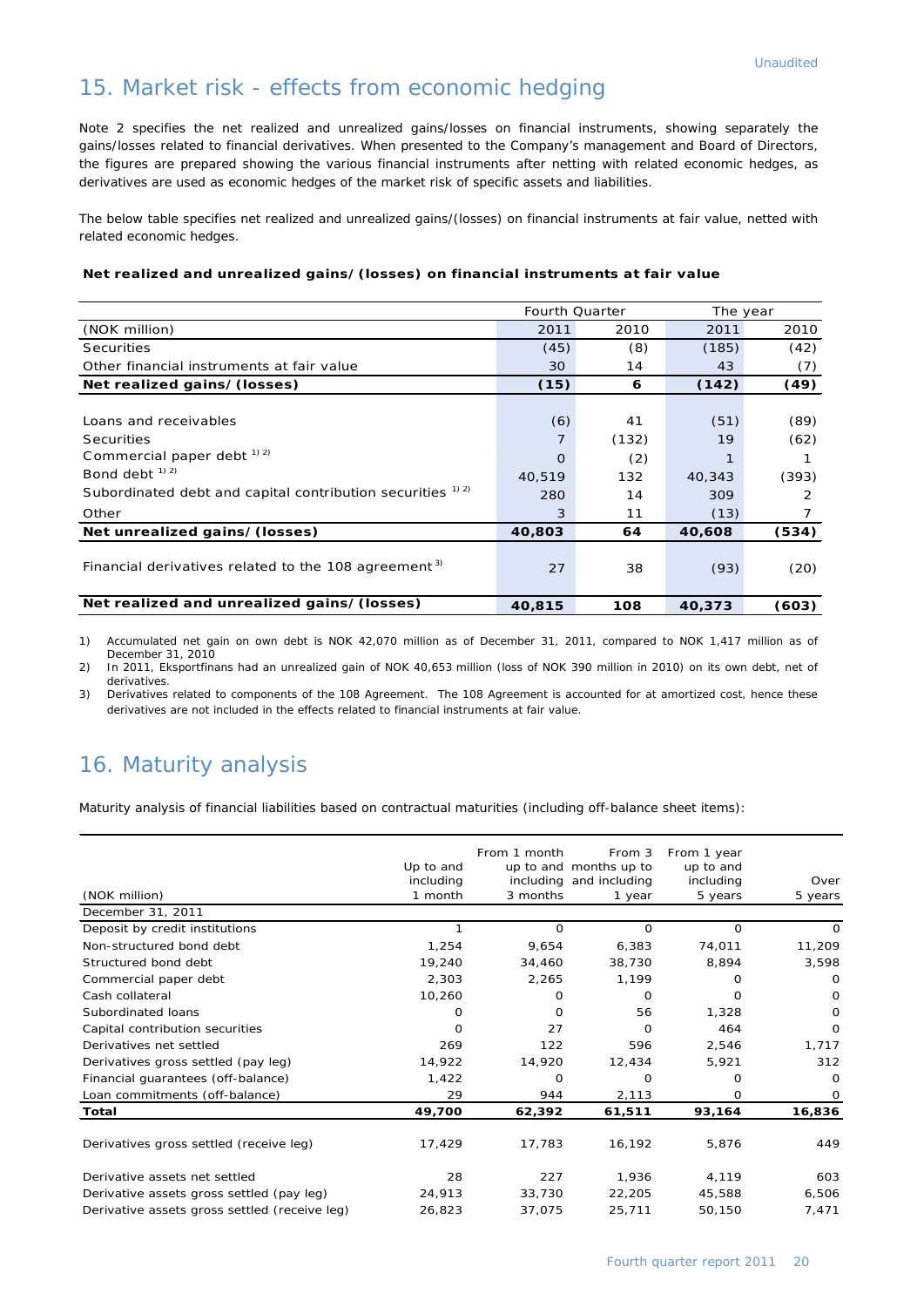Unaudited

## 15. Market risk - effects from economic hedging

Note 2 specifies the net realized and unrealized gains/losses on financial instruments, showing separately the gains/losses related to financial derivatives. When presented to the Company's management and Board of Directors, the figures are prepared showing the various financial instruments after netting with related economic hedges, as derivatives are used as economic hedges of the market risk of specific assets and liabilities.

The below table specifies net realized and unrealized gains/(losses) on financial instruments at fair value, netted with related economic hedges.

**Net realized and unrealized gains/(losses) on financial instruments at fair value**

| | Fourth Quarter | | The year | |
|---|---|---|---|---|
| (NOK million) | 2011 | 2010 | 2011 | 2010 |
| Securities | (45) | (8) | (185) | (42) |
| Other financial instruments at fair value | 30 | 14 | 43 | (7) |
| **Net realized gains/(losses)** | **(15)** | **6** | **(142)** | **(49)** |
| | | | | |
| Loans and receivables | (6) | 41 | (51) | (89) |
| Securities | 7 | (132) | 19 | (62) |
| Commercial paper debt [1) 2)] | 0 | (2) | 1 | 1 |
| Bond debt [1) 2)] | 40,519 | 132 | 40,343 | (393) |
| Subordinated debt and capital contribution securities [1) 2)] | 280 | 14 | 309 | 2 |
| Other | 3 | 11 | (13) | 7 |
| **Net unrealized gains/(losses)** | **40,803** | **64** | **40,608** | **(534)** |
| | | | | |
| Financial derivatives related to the 108 agreement [3)] | 27 | 38 | (93) | (20) |
| | | | | |
| **Net realized and unrealized gains/(losses)** | **40,815** | **108** | **40,373** | **(603)** |

1) Accumulated net gain on own debt is NOK 42,070 million as of December 31, 2011, compared to NOK 1,417 million as of December 31, 2010

2) In 2011, Eksportfinans had an unrealized gain of NOK 40,653 million (loss of NOK 390 million in 2010) on its own debt, net of derivatives.

3) Derivatives related to components of the 108 Agreement. The 108 Agreement is accounted for at amortized cost, hence these derivatives are not included in the effects related to financial instruments at fair value.

## 16. Maturity analysis

Maturity analysis of financial liabilities based on contractual maturities (including off-balance sheet items):

| (NOK million) | Up to and including 1 month | From 1 month up to and including 3 months | From 3 months up to and including 1 year | From 1 year up to and including 5 years | Over 5 years |
|---|---|---|---|---|---|
| December 31, 2011 | | | | | |
| Deposit by credit institutions | 1 | 0 | 0 | 0 | 0 |
| Non-structured bond debt | 1,254 | 9,654 | 6,383 | 74,011 | 11,209 |
| Structured bond debt | 19,240 | 34,460 | 38,730 | 8,894 | 3,598 |
| Commercial paper debt | 2,303 | 2,265 | 1,199 | 0 | 0 |
| Cash collateral | 10,260 | 0 | 0 | 0 | 0 |
| Subordinated loans | 0 | 0 | 56 | 1,328 | 0 |
| Capital contribution securities | 0 | 27 | 0 | 464 | 0 |
| Derivatives net settled | 269 | 122 | 596 | 2,546 | 1,717 |
| Derivatives gross settled (pay leg) | 14,922 | 14,920 | 12,434 | 5,921 | 312 |
| Financial guarantees (off-balance) | 1,422 | 0 | 0 | 0 | 0 |
| Loan commitments (off-balance) | 29 | 944 | 2,113 | 0 | 0 |
| **Total** | **49,700** | **62,392** | **61,511** | **93,164** | **16,836** |
| | | | | | |
| Derivatives gross settled (receive leg) | 17,429 | 17,783 | 16,192 | 5,876 | 449 |
| | | | | | |
| Derivative assets net settled | 28 | 227 | 1,936 | 4,119 | 603 |
| Derivative assets gross settled (pay leg) | 24,913 | 33,730 | 22,205 | 45,588 | 6,506 |
| Derivative assets gross settled (receive leg) | 26,823 | 37,075 | 25,711 | 50,150 | 7,471 |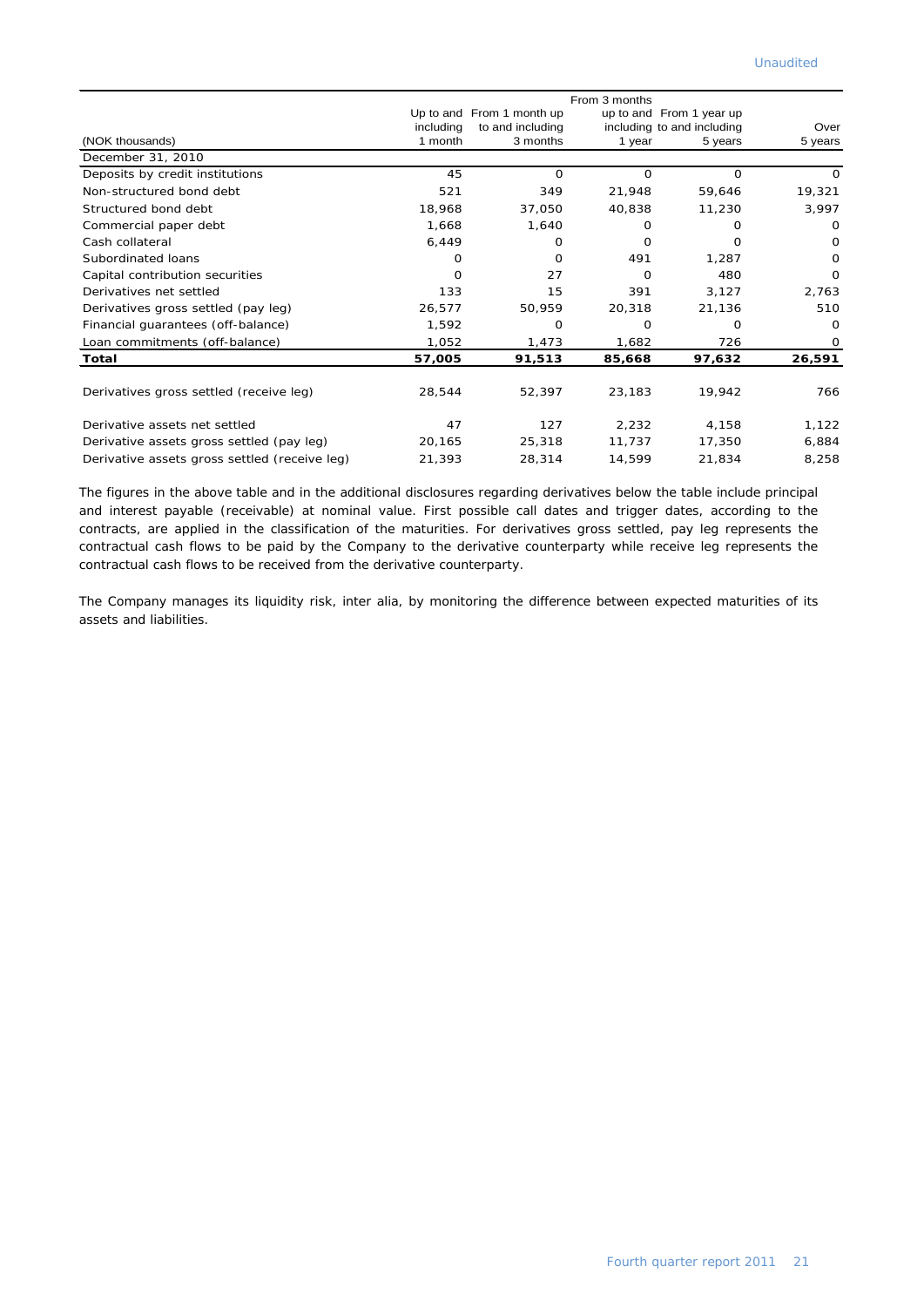Unaudited

| (NOK thousands) | Up to and including 1 month | From 1 month up to and including 3 months | From 3 months up to and including 1 year | From 1 year up to and including 5 years | Over 5 years |
|---|---|---|---|---|---|
| December 31, 2010 | | | | | |
| Deposits by credit institutions | 45 | 0 | 0 | 0 | 0 |
| Non-structured bond debt | 521 | 349 | 21,948 | 59,646 | 19,321 |
| Structured bond debt | 18,968 | 37,050 | 40,838 | 11,230 | 3,997 |
| Commercial paper debt | 1,668 | 1,640 | 0 | 0 | 0 |
| Cash collateral | 6,449 | 0 | 0 | 0 | 0 |
| Subordinated loans | 0 | 0 | 491 | 1,287 | 0 |
| Capital contribution securities | 0 | 27 | 0 | 480 | 0 |
| Derivatives net settled | 133 | 15 | 391 | 3,127 | 2,763 |
| Derivatives gross settled (pay leg) | 26,577 | 50,959 | 20,318 | 21,136 | 510 |
| Financial guarantees (off-balance) | 1,592 | 0 | 0 | 0 | 0 |
| Loan commitments (off-balance) | 1,052 | 1,473 | 1,682 | 726 | 0 |
| **Total** | **57,005** | **91,513** | **85,668** | **97,632** | **26,591** |
| | | | | | |
| Derivatives gross settled (receive leg) | 28,544 | 52,397 | 23,183 | 19,942 | 766 |
| | | | | | |
| Derivative assets net settled | 47 | 127 | 2,232 | 4,158 | 1,122 |
| Derivative assets gross settled (pay leg) | 20,165 | 25,318 | 11,737 | 17,350 | 6,884 |
| Derivative assets gross settled (receive leg) | 21,393 | 28,314 | 14,599 | 21,834 | 8,258 |

The figures in the above table and in the additional disclosures regarding derivatives below the table include principal and interest payable (receivable) at nominal value. First possible call dates and trigger dates, according to the contracts, are applied in the classification of the maturities. For derivatives gross settled, pay leg represents the contractual cash flows to be paid by the Company to the derivative counterparty while receive leg represents the contractual cash flows to be received from the derivative counterparty.

The Company manages its liquidity risk, inter alia, by monitoring the difference between expected maturities of its assets and liabilities.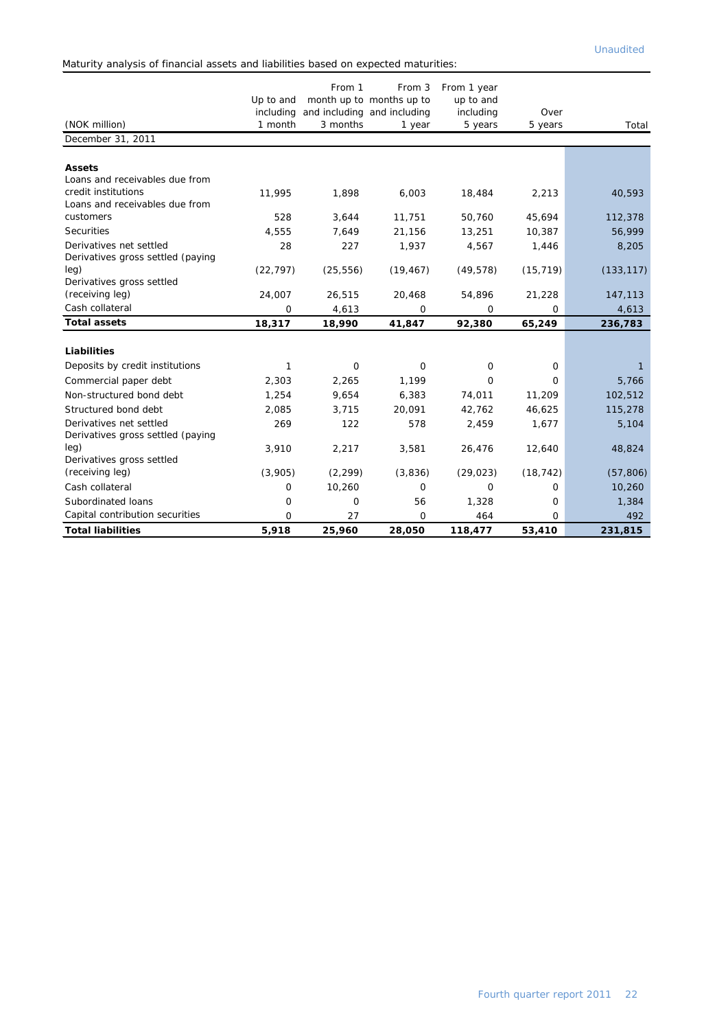Unaudited

Maturity analysis of financial assets and liabilities based on expected maturities:

| (NOK million) | Up to and including 1 month | From 1 month up to and including 3 months | From 3 months up to and including 1 year | From 1 year up to and including 5 years | Over 5 years | Total |
|---|---|---|---|---|---|---|
| December 31, 2011 | | | | | | |
| **Assets** | | | | | | |
| Loans and receivables due from credit institutions | 11,995 | 1,898 | 6,003 | 18,484 | 2,213 | 40,593 |
| Loans and receivables due from customers | 528 | 3,644 | 11,751 | 50,760 | 45,694 | 112,378 |
| Securities | 4,555 | 7,649 | 21,156 | 13,251 | 10,387 | 56,999 |
| Derivatives net settled | 28 | 227 | 1,937 | 4,567 | 1,446 | 8,205 |
| Derivatives gross settled (paying leg) | (22,797) | (25,556) | (19,467) | (49,578) | (15,719) | (133,117) |
| Derivatives gross settled (receiving leg) | 24,007 | 26,515 | 20,468 | 54,896 | 21,228 | 147,113 |
| Cash collateral | 0 | 4,613 | 0 | 0 | 0 | 4,613 |
| **Total assets** | **18,317** | **18,990** | **41,847** | **92,380** | **65,249** | **236,783** |
| **Liabilities** | | | | | | |
| Deposits by credit institutions | 1 | 0 | 0 | 0 | 0 | 1 |
| Commercial paper debt | 2,303 | 2,265 | 1,199 | 0 | 0 | 5,766 |
| Non-structured bond debt | 1,254 | 9,654 | 6,383 | 74,011 | 11,209 | 102,512 |
| Structured bond debt | 2,085 | 3,715 | 20,091 | 42,762 | 46,625 | 115,278 |
| Derivatives net settled | 269 | 122 | 578 | 2,459 | 1,677 | 5,104 |
| Derivatives gross settled (paying leg) | 3,910 | 2,217 | 3,581 | 26,476 | 12,640 | 48,824 |
| Derivatives gross settled (receiving leg) | (3,905) | (2,299) | (3,836) | (29,023) | (18,742) | (57,806) |
| Cash collateral | 0 | 10,260 | 0 | 0 | 0 | 10,260 |
| Subordinated loans | 0 | 0 | 56 | 1,328 | 0 | 1,384 |
| Capital contribution securities | 0 | 27 | 0 | 464 | 0 | 492 |
| **Total liabilities** | **5,918** | **25,960** | **28,050** | **118,477** | **53,410** | **231,815** |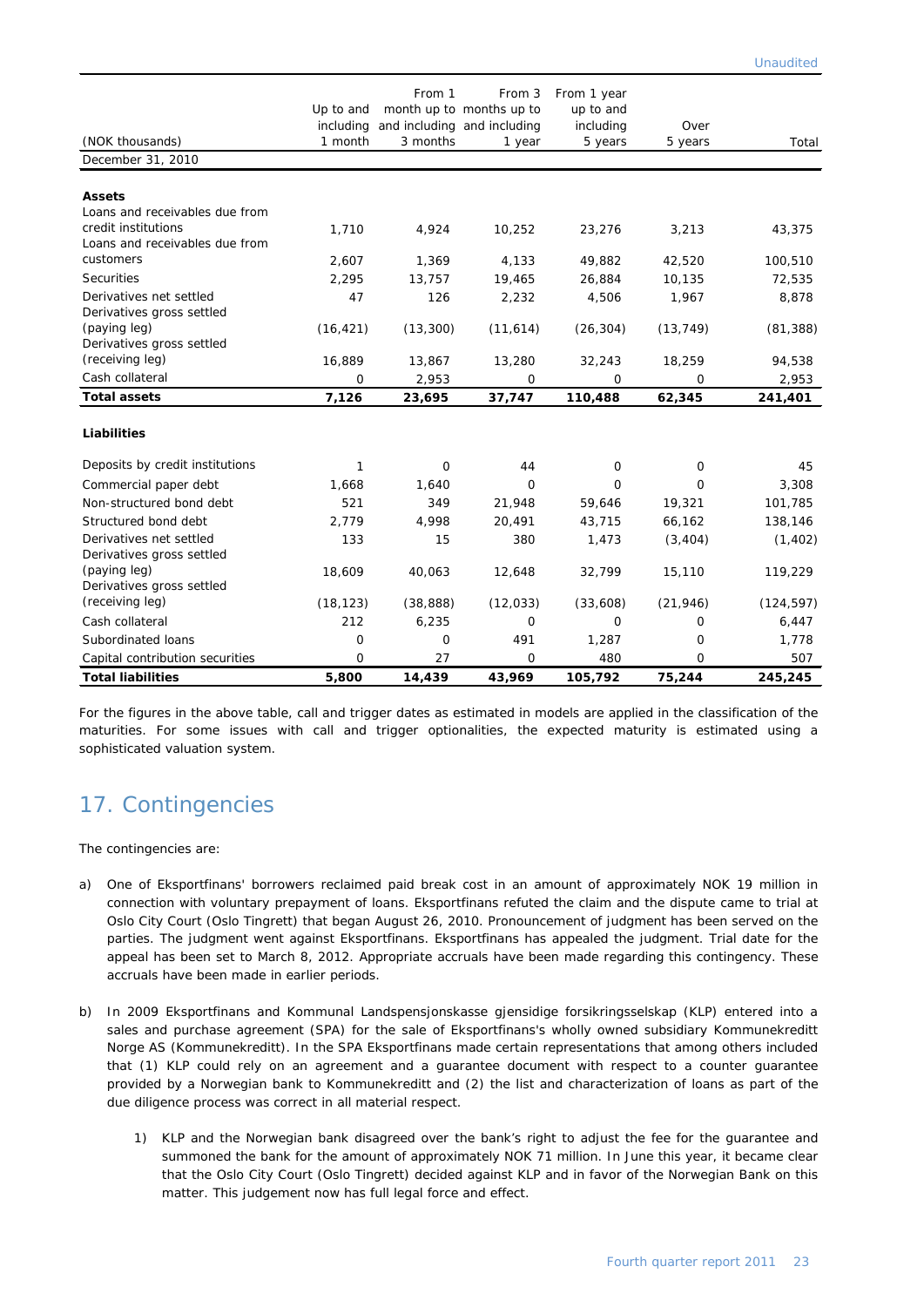Unaudited

| (NOK thousands) | Up to and including 1 month | From 1 month up to and including 3 months | From 3 months up to and including 1 year | From 1 year up to and including 5 years | Over 5 years | Total |
|---|---|---|---|---|---|---|
| December 31, 2010 | | | | | | |
| **Assets** | | | | | | |
| Loans and receivables due from credit institutions | 1,710 | 4,924 | 10,252 | 23,276 | 3,213 | 43,375 |
| Loans and receivables due from customers | 2,607 | 1,369 | 4,133 | 49,882 | 42,520 | 100,510 |
| Securities | 2,295 | 13,757 | 19,465 | 26,884 | 10,135 | 72,535 |
| Derivatives net settled | 47 | 126 | 2,232 | 4,506 | 1,967 | 8,878 |
| Derivatives gross settled (paying leg) | (16,421) | (13,300) | (11,614) | (26,304) | (13,749) | (81,388) |
| Derivatives gross settled (receiving leg) | 16,889 | 13,867 | 13,280 | 32,243 | 18,259 | 94,538 |
| Cash collateral | 0 | 2,953 | 0 | 0 | 0 | 2,953 |
| **Total assets** | **7,126** | **23,695** | **37,747** | **110,488** | **62,345** | **241,401** |
| **Liabilities** | | | | | | |
| Deposits by credit institutions | 1 | 0 | 44 | 0 | 0 | 45 |
| Commercial paper debt | 1,668 | 1,640 | 0 | 0 | 0 | 3,308 |
| Non-structured bond debt | 521 | 349 | 21,948 | 59,646 | 19,321 | 101,785 |
| Structured bond debt | 2,779 | 4,998 | 20,491 | 43,715 | 66,162 | 138,146 |
| Derivatives net settled | 133 | 15 | 380 | 1,473 | (3,404) | (1,402) |
| Derivatives gross settled (paying leg) | 18,609 | 40,063 | 12,648 | 32,799 | 15,110 | 119,229 |
| Derivatives gross settled (receiving leg) | (18,123) | (38,888) | (12,033) | (33,608) | (21,946) | (124,597) |
| Cash collateral | 212 | 6,235 | 0 | 0 | 0 | 6,447 |
| Subordinated loans | 0 | 0 | 491 | 1,287 | 0 | 1,778 |
| Capital contribution securities | 0 | 27 | 0 | 480 | 0 | 507 |
| **Total liabilities** | **5,800** | **14,439** | **43,969** | **105,792** | **75,244** | **245,245** |

For the figures in the above table, call and trigger dates as estimated in models are applied in the classification of the maturities. For some issues with call and trigger optionalities, the expected maturity is estimated using a sophisticated valuation system.

## 17. Contingencies

The contingencies are:

a) One of Eksportfinans' borrowers reclaimed paid break cost in an amount of approximately NOK 19 million in connection with voluntary prepayment of loans. Eksportfinans refuted the claim and the dispute came to trial at Oslo City Court (Oslo Tingrett) that began August 26, 2010. Pronouncement of judgment has been served on the parties. The judgment went against Eksportfinans. Eksportfinans has appealed the judgment. Trial date for the appeal has been set to March 8, 2012. Appropriate accruals have been made regarding this contingency. These accruals have been made in earlier periods.

b) In 2009 Eksportfinans and Kommunal Landspensjonskasse gjensidige forsikringsselskap (KLP) entered into a sales and purchase agreement (SPA) for the sale of Eksportfinans's wholly owned subsidiary Kommunekreditt Norge AS (Kommunekreditt). In the SPA Eksportfinans made certain representations that among others included that (1) KLP could rely on an agreement and a guarantee document with respect to a counter guarantee provided by a Norwegian bank to Kommunekreditt and (2) the list and characterization of loans as part of the due diligence process was correct in all material respect.

   1) KLP and the Norwegian bank disagreed over the bank's right to adjust the fee for the guarantee and summoned the bank for the amount of approximately NOK 71 million. In June this year, it became clear that the Oslo City Court (Oslo Tingrett) decided against KLP and in favor of the Norwegian Bank on this matter. This judgement now has full legal force and effect.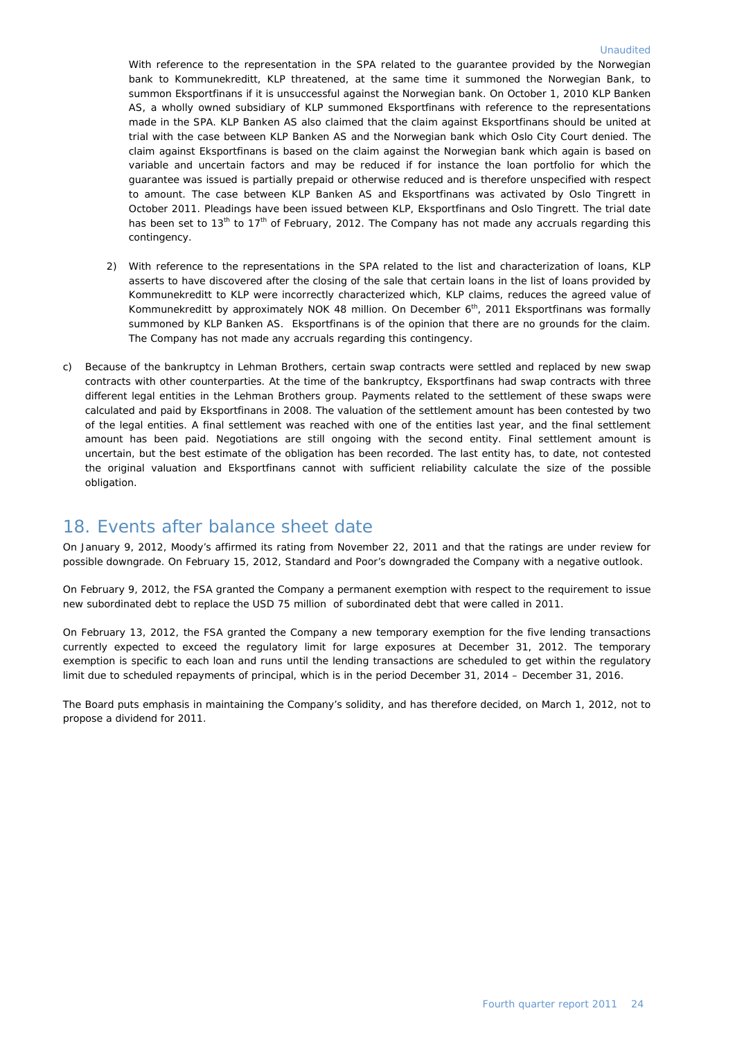With reference to the representation in the SPA related to the guarantee provided by the Norwegian bank to Kommunekreditt, KLP threatened, at the same time it summoned the Norwegian Bank, to summon Eksportfinans if it is unsuccessful against the Norwegian bank. On October 1, 2010 KLP Banken AS, a wholly owned subsidiary of KLP summoned Eksportfinans with reference to the representations made in the SPA. KLP Banken AS also claimed that the claim against Eksportfinans should be united at trial with the case between KLP Banken AS and the Norwegian bank which Oslo City Court denied. The claim against Eksportfinans is based on the claim against the Norwegian bank which again is based on variable and uncertain factors and may be reduced if for instance the loan portfolio for which the guarantee was issued is partially prepaid or otherwise reduced and is therefore unspecified with respect to amount. The case between KLP Banken AS and Eksportfinans was activated by Oslo Tingrett in October 2011. Pleadings have been issued between KLP, Eksportfinans and Oslo Tingrett. The trial date has been set to 13th to 17th of February, 2012. The Company has not made any accruals regarding this contingency.

2) With reference to the representations in the SPA related to the list and characterization of loans, KLP asserts to have discovered after the closing of the sale that certain loans in the list of loans provided by Kommunekreditt to KLP were incorrectly characterized which, KLP claims, reduces the agreed value of Kommunekreditt by approximately NOK 48 million. On December 6th, 2011 Eksportfinans was formally summoned by KLP Banken AS. Eksportfinans is of the opinion that there are no grounds for the claim. The Company has not made any accruals regarding this contingency.

c) Because of the bankruptcy in Lehman Brothers, certain swap contracts were settled and replaced by new swap contracts with other counterparties. At the time of the bankruptcy, Eksportfinans had swap contracts with three different legal entities in the Lehman Brothers group. Payments related to the settlement of these swaps were calculated and paid by Eksportfinans in 2008. The valuation of the settlement amount has been contested by two of the legal entities. A final settlement was reached with one of the entities last year, and the final settlement amount has been paid. Negotiations are still ongoing with the second entity. Final settlement amount is uncertain, but the best estimate of the obligation has been recorded. The last entity has, to date, not contested the original valuation and Eksportfinans cannot with sufficient reliability calculate the size of the possible obligation.

## 18. Events after balance sheet date

On January 9, 2012, Moody's affirmed its rating from November 22, 2011 and that the ratings are under review for possible downgrade. On February 15, 2012, Standard and Poor's downgraded the Company with a negative outlook.

On February 9, 2012, the FSA granted the Company a permanent exemption with respect to the requirement to issue new subordinated debt to replace the USD 75 million of subordinated debt that were called in 2011.

On February 13, 2012, the FSA granted the Company a new temporary exemption for the five lending transactions currently expected to exceed the regulatory limit for large exposures at December 31, 2012. The temporary exemption is specific to each loan and runs until the lending transactions are scheduled to get within the regulatory limit due to scheduled repayments of principal, which is in the period December 31, 2014 – December 31, 2016.

The Board puts emphasis in maintaining the Company's solidity, and has therefore decided, on March 1, 2012, not to propose a dividend for 2011.